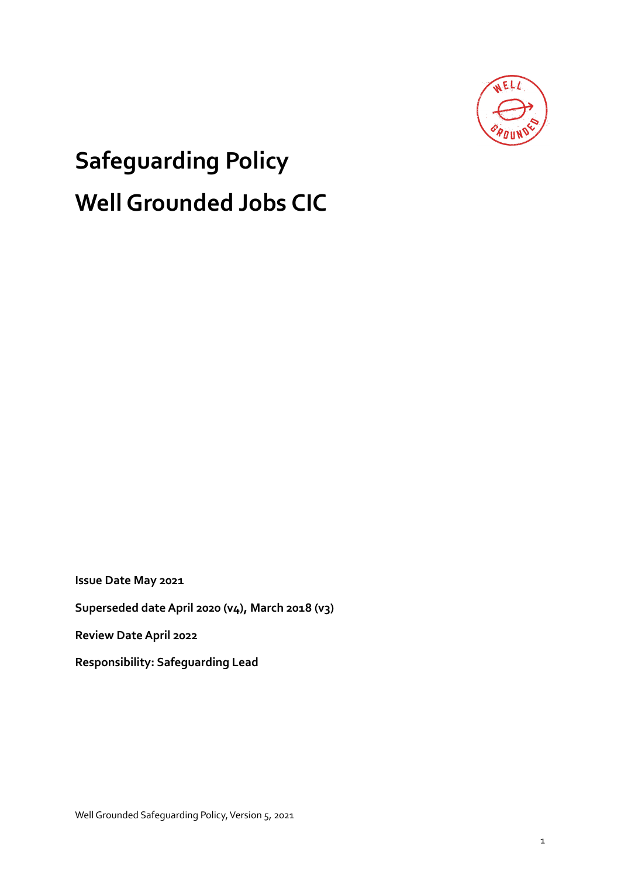# Safeguarding Policy

# Well Grounded Jobs CIC

**Issue Date May 2021**

**Superseded date April 2020 (v4), March 2018 (v3)**

**Review Date April 2022**

**Responsibility: Safeguarding Lead**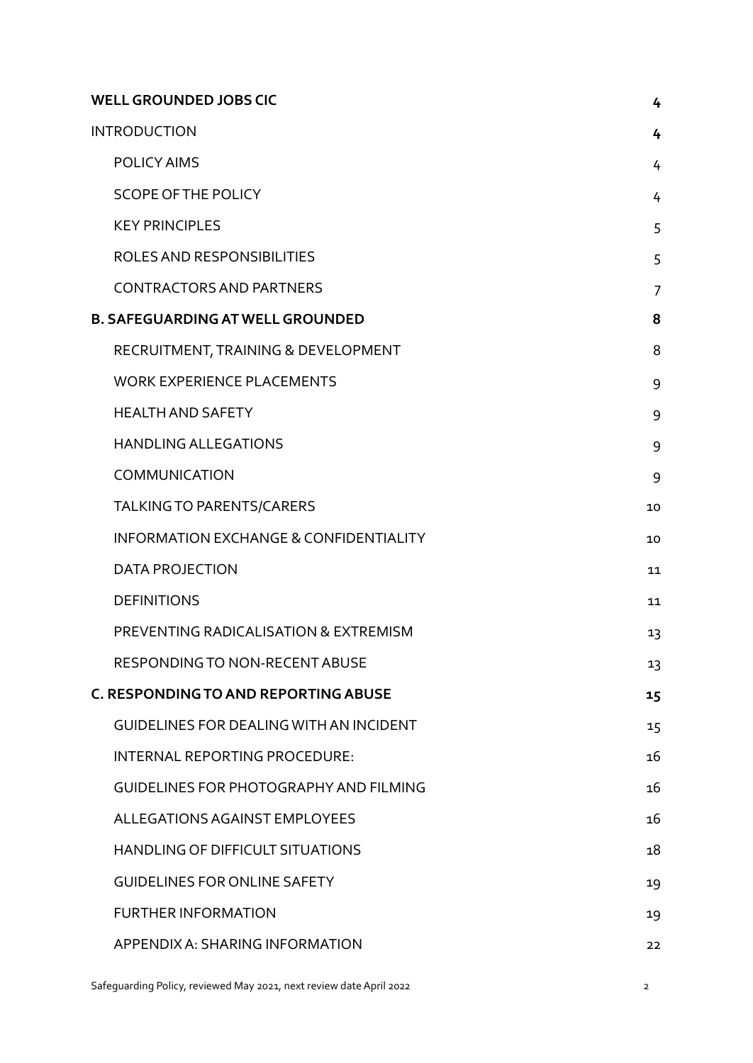| | |
|---|---|
| **WELL GROUNDED JOBS CIC** | **4** |
| INTRODUCTION | **4** |
| POLICY AIMS | 4 |
| SCOPE OF THE POLICY | 4 |
| KEY PRINCIPLES | 5 |
| ROLES AND RESPONSIBILITIES | 5 |
| CONTRACTORS AND PARTNERS | 7 |
| **B. SAFEGUARDING AT WELL GROUNDED** | **8** |
| RECRUITMENT, TRAINING & DEVELOPMENT | 8 |
| WORK EXPERIENCE PLACEMENTS | 9 |
| HEALTH AND SAFETY | 9 |
| HANDLING ALLEGATIONS | 9 |
| COMMUNICATION | 9 |
| TALKING TO PARENTS/CARERS | 10 |
| INFORMATION EXCHANGE & CONFIDENTIALITY | 10 |
| DATA PROJECTION | 11 |
| DEFINITIONS | 11 |
| PREVENTING RADICALISATION & EXTREMISM | 13 |
| RESPONDING TO NON-RECENT ABUSE | 13 |
| **C. RESPONDING TO AND REPORTING ABUSE** | **15** |
| GUIDELINES FOR DEALING WITH AN INCIDENT | 15 |
| INTERNAL REPORTING PROCEDURE: | 16 |
| GUIDELINES FOR PHOTOGRAPHY AND FILMING | 16 |
| ALLEGATIONS AGAINST EMPLOYEES | 16 |
| HANDLING OF DIFFICULT SITUATIONS | 18 |
| GUIDELINES FOR ONLINE SAFETY | 19 |
| FURTHER INFORMATION | 19 |
| APPENDIX A: SHARING INFORMATION | 22 |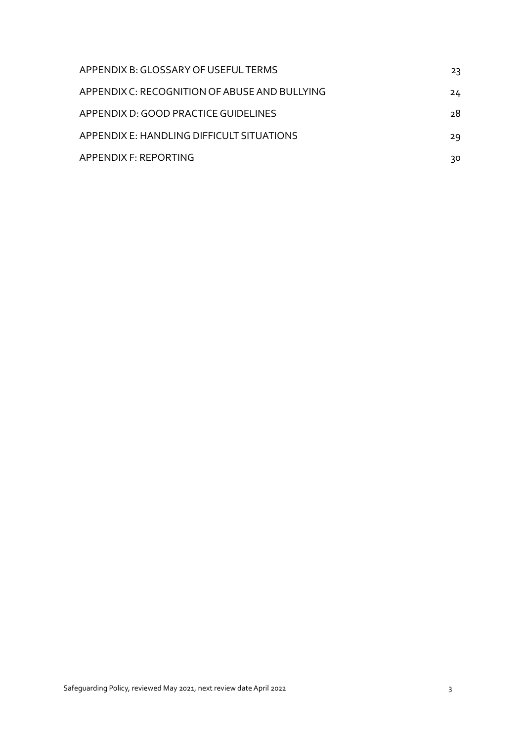| | |
|---|---|
| APPENDIX B: GLOSSARY OF USEFUL TERMS | 23 |
| APPENDIX C: RECOGNITION OF ABUSE AND BULLYING | 24 |
| APPENDIX D: GOOD PRACTICE GUIDELINES | 28 |
| APPENDIX E: HANDLING DIFFICULT SITUATIONS | 29 |
| APPENDIX F: REPORTING | 30 |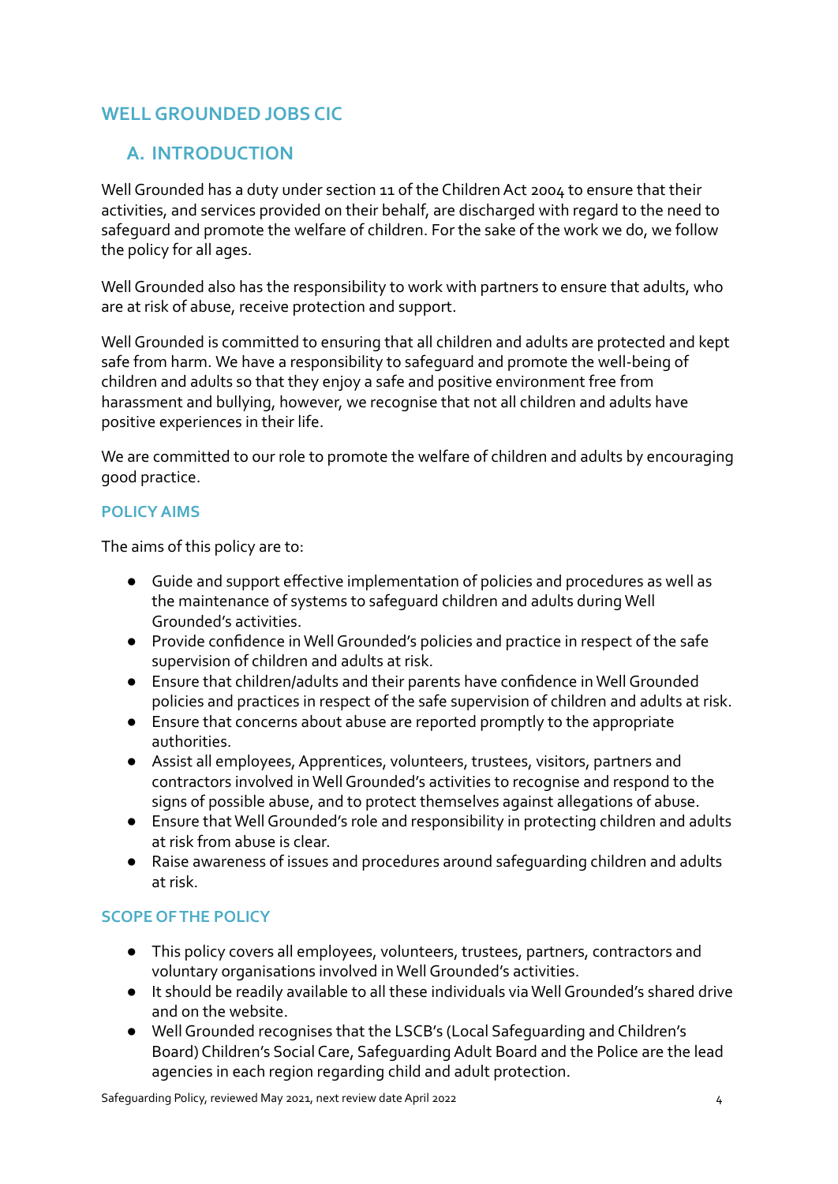# WELL GROUNDED JOBS CIC

## A. INTRODUCTION

Well Grounded has a duty under section 11 of the Children Act 2004 to ensure that their activities, and services provided on their behalf, are discharged with regard to the need to safeguard and promote the welfare of children. For the sake of the work we do, we follow the policy for all ages.

Well Grounded also has the responsibility to work with partners to ensure that adults, who are at risk of abuse, receive protection and support.

Well Grounded is committed to ensuring that all children and adults are protected and kept safe from harm. We have a responsibility to safeguard and promote the well-being of children and adults so that they enjoy a safe and positive environment free from harassment and bullying, however, we recognise that not all children and adults have positive experiences in their life.

We are committed to our role to promote the welfare of children and adults by encouraging good practice.

### POLICY AIMS

The aims of this policy are to:

- Guide and support effective implementation of policies and procedures as well as the maintenance of systems to safeguard children and adults during Well Grounded's activities.
- Provide confidence in Well Grounded's policies and practice in respect of the safe supervision of children and adults at risk.
- Ensure that children/adults and their parents have confidence in Well Grounded policies and practices in respect of the safe supervision of children and adults at risk.
- Ensure that concerns about abuse are reported promptly to the appropriate authorities.
- Assist all employees, Apprentices, volunteers, trustees, visitors, partners and contractors involved in Well Grounded's activities to recognise and respond to the signs of possible abuse, and to protect themselves against allegations of abuse.
- Ensure that Well Grounded's role and responsibility in protecting children and adults at risk from abuse is clear.
- Raise awareness of issues and procedures around safeguarding children and adults at risk.

### SCOPE OF THE POLICY

- This policy covers all employees, volunteers, trustees, partners, contractors and voluntary organisations involved in Well Grounded's activities.
- It should be readily available to all these individuals via Well Grounded's shared drive and on the website.
- Well Grounded recognises that the LSCB's (Local Safeguarding and Children's Board) Children's Social Care, Safeguarding Adult Board and the Police are the lead agencies in each region regarding child and adult protection.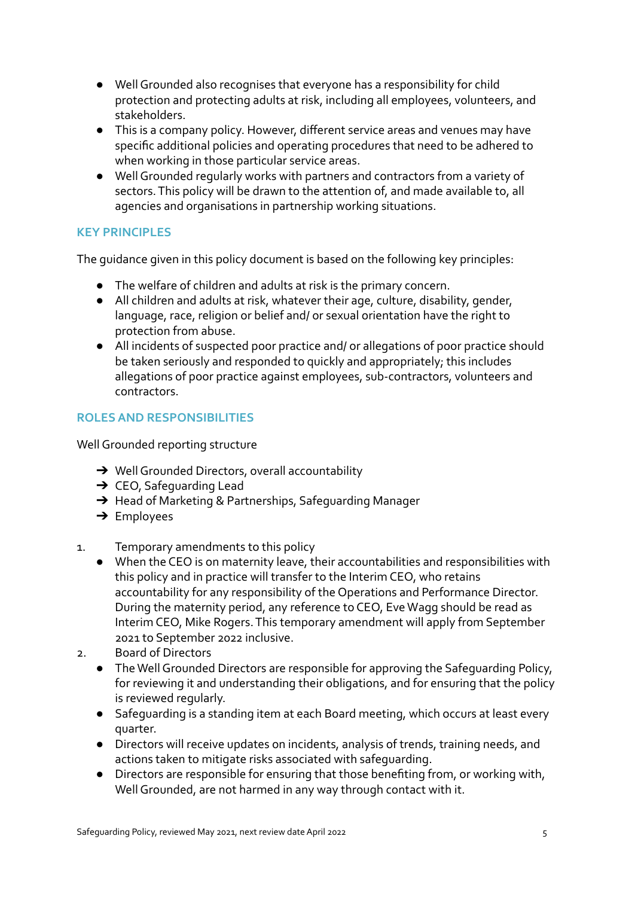- Well Grounded also recognises that everyone has a responsibility for child protection and protecting adults at risk, including all employees, volunteers, and stakeholders.
- This is a company policy. However, different service areas and venues may have specific additional policies and operating procedures that need to be adhered to when working in those particular service areas.
- Well Grounded regularly works with partners and contractors from a variety of sectors. This policy will be drawn to the attention of, and made available to, all agencies and organisations in partnership working situations.

## KEY PRINCIPLES

The guidance given in this policy document is based on the following key principles:

- The welfare of children and adults at risk is the primary concern.
- All children and adults at risk, whatever their age, culture, disability, gender, language, race, religion or belief and/ or sexual orientation have the right to protection from abuse.
- All incidents of suspected poor practice and/ or allegations of poor practice should be taken seriously and responded to quickly and appropriately; this includes allegations of poor practice against employees, sub-contractors, volunteers and contractors.

## ROLES AND RESPONSIBILITIES

Well Grounded reporting structure

- ➔ Well Grounded Directors, overall accountability
- ➔ CEO, Safeguarding Lead
- ➔ Head of Marketing & Partnerships, Safeguarding Manager
- ➔ Employees

1. Temporary amendments to this policy
   - When the CEO is on maternity leave, their accountabilities and responsibilities with this policy and in practice will transfer to the Interim CEO, who retains accountability for any responsibility of the Operations and Performance Director. During the maternity period, any reference to CEO, Eve Wagg should be read as Interim CEO, Mike Rogers. This temporary amendment will apply from September 2021 to September 2022 inclusive.
2. Board of Directors
   - The Well Grounded Directors are responsible for approving the Safeguarding Policy, for reviewing it and understanding their obligations, and for ensuring that the policy is reviewed regularly.
   - Safeguarding is a standing item at each Board meeting, which occurs at least every quarter.
   - Directors will receive updates on incidents, analysis of trends, training needs, and actions taken to mitigate risks associated with safeguarding.
   - Directors are responsible for ensuring that those benefiting from, or working with, Well Grounded, are not harmed in any way through contact with it.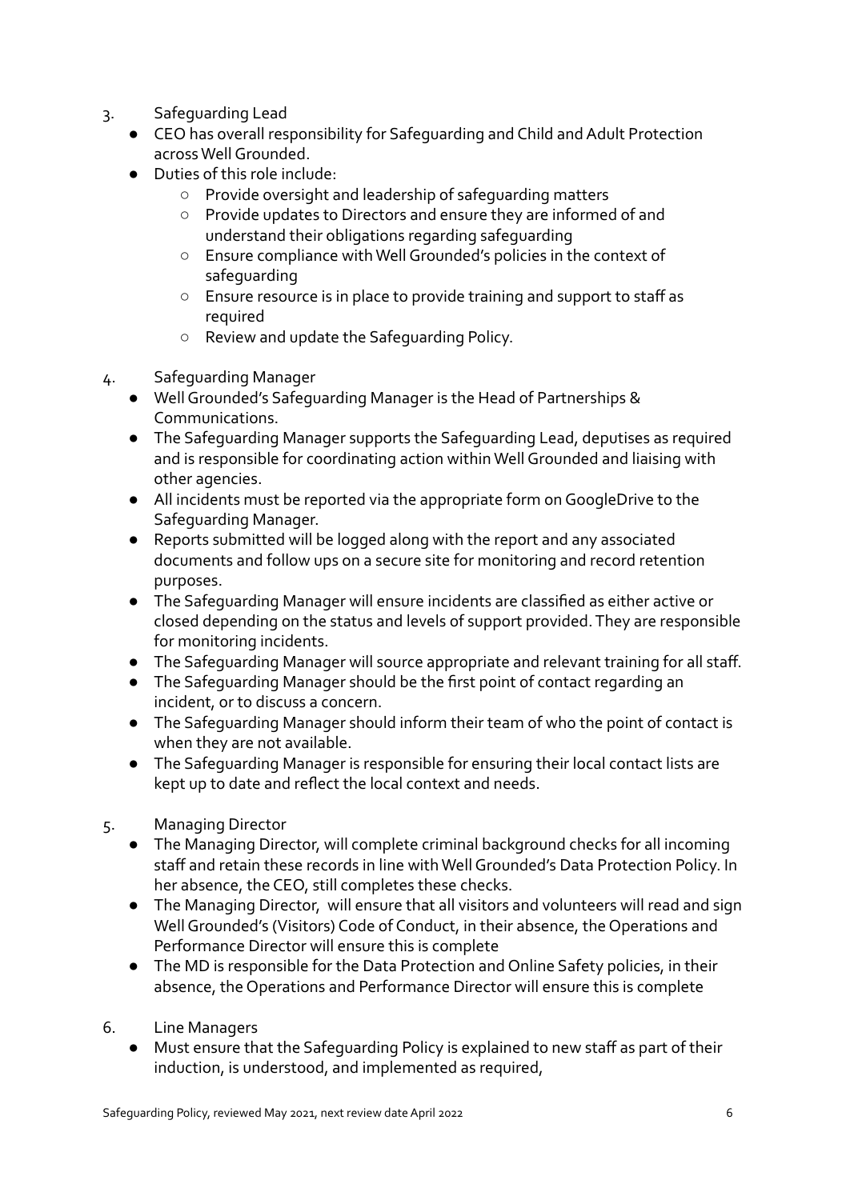3. Safeguarding Lead
   - CEO has overall responsibility for Safeguarding and Child and Adult Protection across Well Grounded.
   - Duties of this role include:
     - Provide oversight and leadership of safeguarding matters
     - Provide updates to Directors and ensure they are informed of and understand their obligations regarding safeguarding
     - Ensure compliance with Well Grounded's policies in the context of safeguarding
     - Ensure resource is in place to provide training and support to staff as required
     - Review and update the Safeguarding Policy.

4. Safeguarding Manager
   - Well Grounded's Safeguarding Manager is the Head of Partnerships & Communications.
   - The Safeguarding Manager supports the Safeguarding Lead, deputises as required and is responsible for coordinating action within Well Grounded and liaising with other agencies.
   - All incidents must be reported via the appropriate form on GoogleDrive to the Safeguarding Manager.
   - Reports submitted will be logged along with the report and any associated documents and follow ups on a secure site for monitoring and record retention purposes.
   - The Safeguarding Manager will ensure incidents are classified as either active or closed depending on the status and levels of support provided. They are responsible for monitoring incidents.
   - The Safeguarding Manager will source appropriate and relevant training for all staff.
   - The Safeguarding Manager should be the first point of contact regarding an incident, or to discuss a concern.
   - The Safeguarding Manager should inform their team of who the point of contact is when they are not available.
   - The Safeguarding Manager is responsible for ensuring their local contact lists are kept up to date and reflect the local context and needs.

5. Managing Director
   - The Managing Director, will complete criminal background checks for all incoming staff and retain these records in line with Well Grounded's Data Protection Policy. In her absence, the CEO, still completes these checks.
   - The Managing Director, will ensure that all visitors and volunteers will read and sign Well Grounded's (Visitors) Code of Conduct, in their absence, the Operations and Performance Director will ensure this is complete
   - The MD is responsible for the Data Protection and Online Safety policies, in their absence, the Operations and Performance Director will ensure this is complete

6. Line Managers
   - Must ensure that the Safeguarding Policy is explained to new staff as part of their induction, is understood, and implemented as required,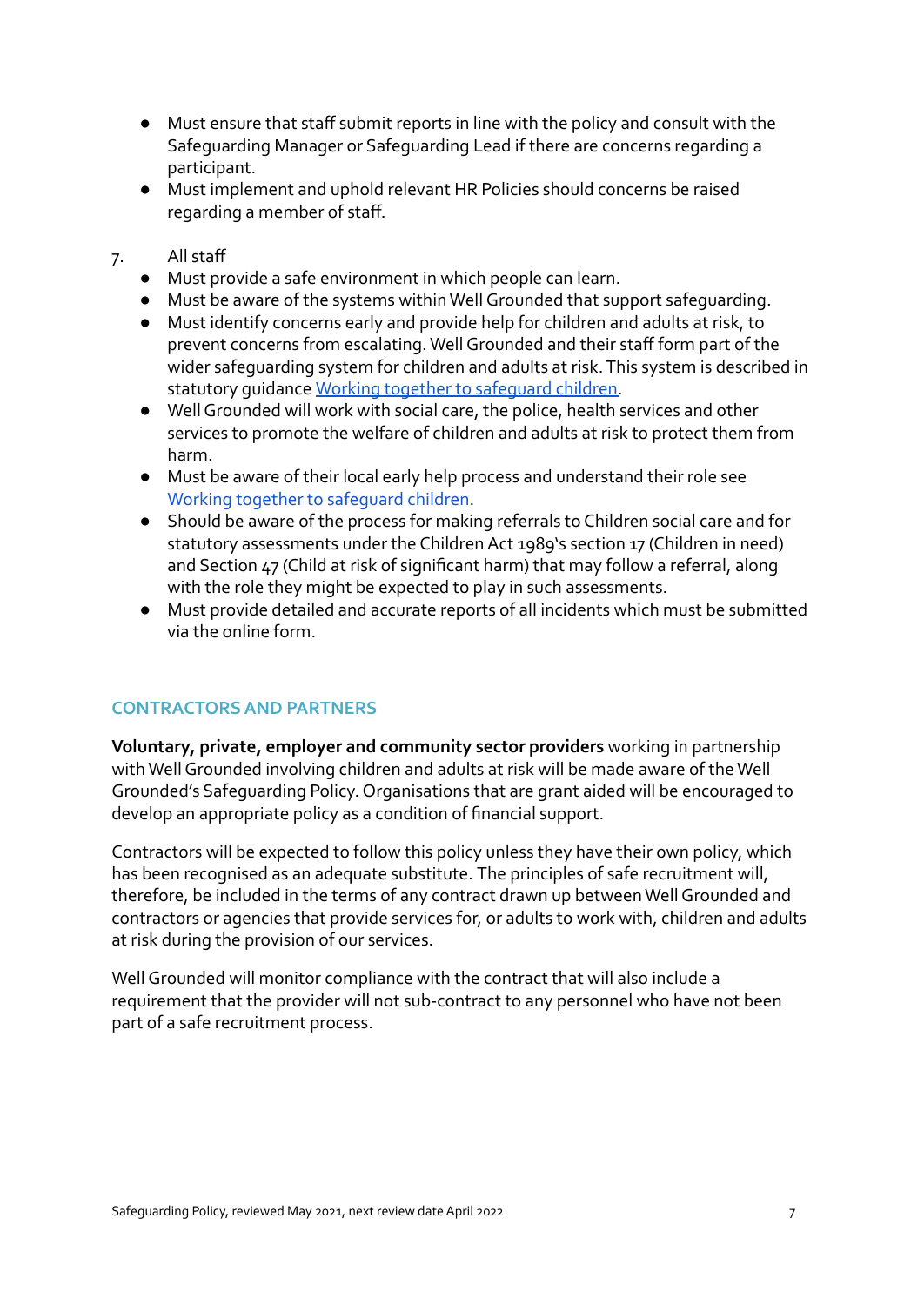- Must ensure that staff submit reports in line with the policy and consult with the Safeguarding Manager or Safeguarding Lead if there are concerns regarding a participant.
- Must implement and uphold relevant HR Policies should concerns be raised regarding a member of staff.

7. All staff

- Must provide a safe environment in which people can learn.
- Must be aware of the systems within Well Grounded that support safeguarding.
- Must identify concerns early and provide help for children and adults at risk, to prevent concerns from escalating. Well Grounded and their staff form part of the wider safeguarding system for children and adults at risk. This system is described in statutory guidance Working together to safeguard children.
- Well Grounded will work with social care, the police, health services and other services to promote the welfare of children and adults at risk to protect them from harm.
- Must be aware of their local early help process and understand their role see Working together to safeguard children.
- Should be aware of the process for making referrals to Children social care and for statutory assessments under the Children Act 1989's section 17 (Children in need) and Section 47 (Child at risk of significant harm) that may follow a referral, along with the role they might be expected to play in such assessments.
- Must provide detailed and accurate reports of all incidents which must be submitted via the online form.

## CONTRACTORS AND PARTNERS

**Voluntary, private, employer and community sector providers** working in partnership with Well Grounded involving children and adults at risk will be made aware of the Well Grounded's Safeguarding Policy. Organisations that are grant aided will be encouraged to develop an appropriate policy as a condition of financial support.

Contractors will be expected to follow this policy unless they have their own policy, which has been recognised as an adequate substitute. The principles of safe recruitment will, therefore, be included in the terms of any contract drawn up between Well Grounded and contractors or agencies that provide services for, or adults to work with, children and adults at risk during the provision of our services.

Well Grounded will monitor compliance with the contract that will also include a requirement that the provider will not sub-contract to any personnel who have not been part of a safe recruitment process.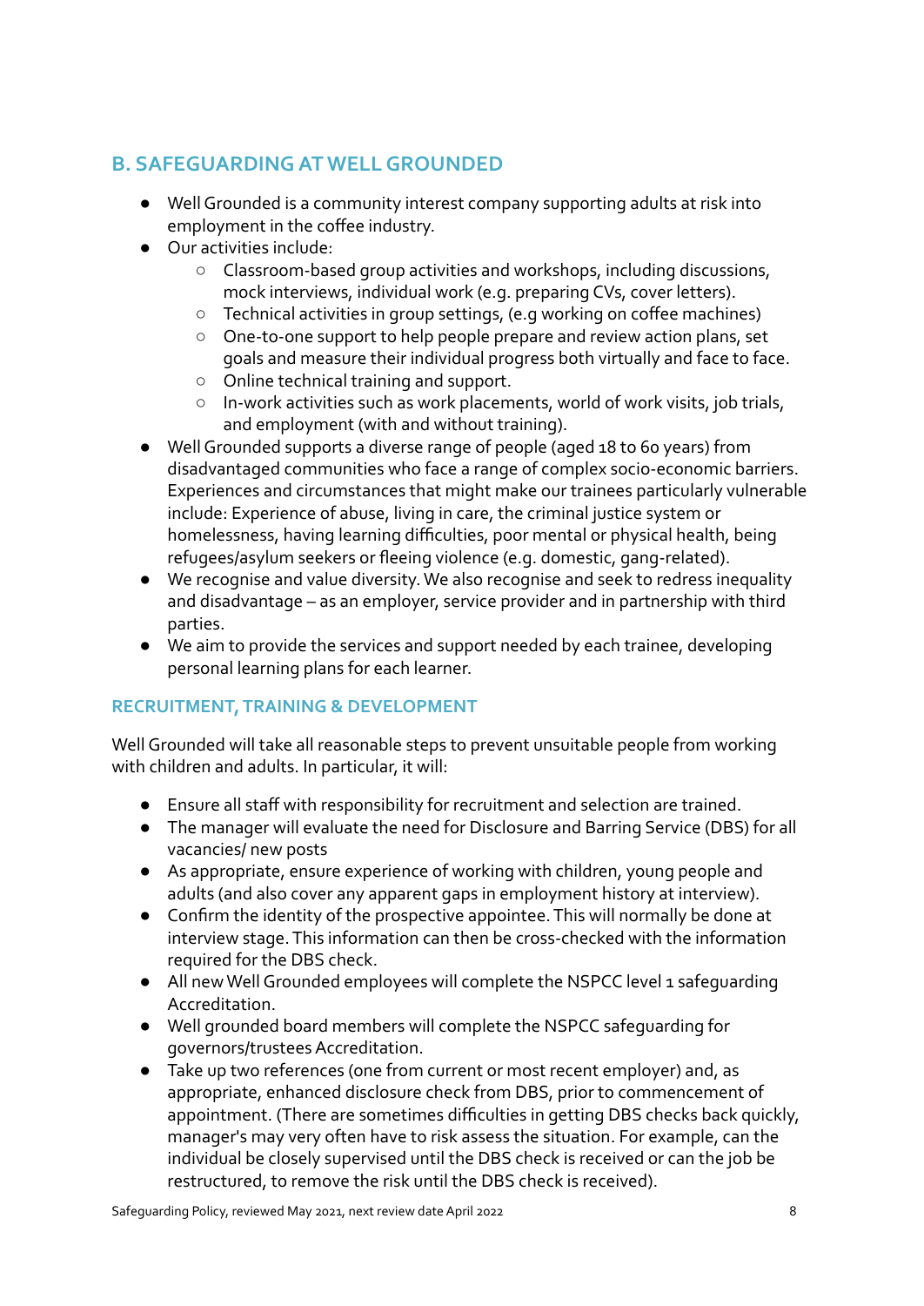## B. SAFEGUARDING AT WELL GROUNDED

- Well Grounded is a community interest company supporting adults at risk into employment in the coffee industry.
- Our activities include:
  - Classroom-based group activities and workshops, including discussions, mock interviews, individual work (e.g. preparing CVs, cover letters).
  - Technical activities in group settings, (e.g working on coffee machines)
  - One-to-one support to help people prepare and review action plans, set goals and measure their individual progress both virtually and face to face.
  - Online technical training and support.
  - In-work activities such as work placements, world of work visits, job trials, and employment (with and without training).
- Well Grounded supports a diverse range of people (aged 18 to 60 years) from disadvantaged communities who face a range of complex socio-economic barriers. Experiences and circumstances that might make our trainees particularly vulnerable include: Experience of abuse, living in care, the criminal justice system or homelessness, having learning difficulties, poor mental or physical health, being refugees/asylum seekers or fleeing violence (e.g. domestic, gang-related).
- We recognise and value diversity. We also recognise and seek to redress inequality and disadvantage – as an employer, service provider and in partnership with third parties.
- We aim to provide the services and support needed by each trainee, developing personal learning plans for each learner.

### RECRUITMENT, TRAINING & DEVELOPMENT

Well Grounded will take all reasonable steps to prevent unsuitable people from working with children and adults. In particular, it will:

- Ensure all staff with responsibility for recruitment and selection are trained.
- The manager will evaluate the need for Disclosure and Barring Service (DBS) for all vacancies/ new posts
- As appropriate, ensure experience of working with children, young people and adults (and also cover any apparent gaps in employment history at interview).
- Confirm the identity of the prospective appointee. This will normally be done at interview stage. This information can then be cross-checked with the information required for the DBS check.
- All new Well Grounded employees will complete the NSPCC level 1 safeguarding Accreditation.
- Well grounded board members will complete the NSPCC safeguarding for governors/trustees Accreditation.
- Take up two references (one from current or most recent employer) and, as appropriate, enhanced disclosure check from DBS, prior to commencement of appointment. (There are sometimes difficulties in getting DBS checks back quickly, manager's may very often have to risk assess the situation. For example, can the individual be closely supervised until the DBS check is received or can the job be restructured, to remove the risk until the DBS check is received).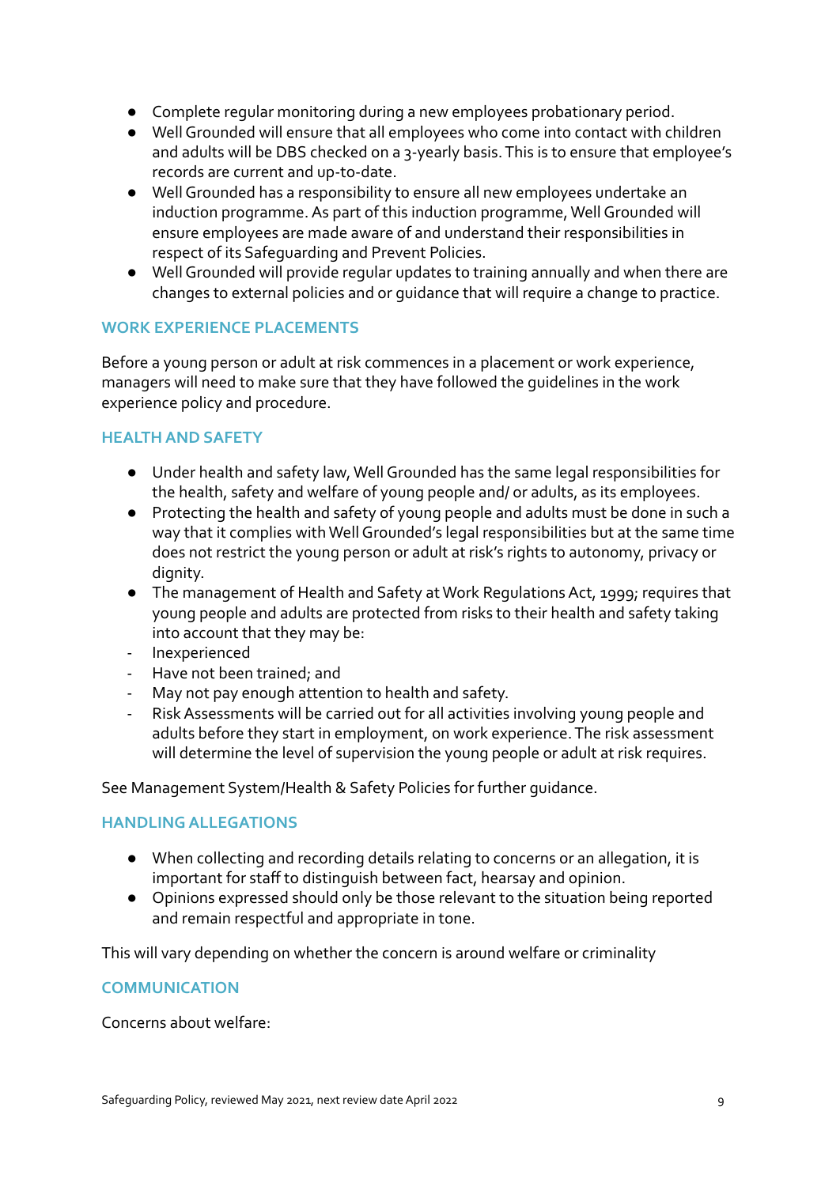- Complete regular monitoring during a new employees probationary period.
- Well Grounded will ensure that all employees who come into contact with children and adults will be DBS checked on a 3-yearly basis. This is to ensure that employee's records are current and up-to-date.
- Well Grounded has a responsibility to ensure all new employees undertake an induction programme. As part of this induction programme, Well Grounded will ensure employees are made aware of and understand their responsibilities in respect of its Safeguarding and Prevent Policies.
- Well Grounded will provide regular updates to training annually and when there are changes to external policies and or guidance that will require a change to practice.

## WORK EXPERIENCE PLACEMENTS

Before a young person or adult at risk commences in a placement or work experience, managers will need to make sure that they have followed the guidelines in the work experience policy and procedure.

## HEALTH AND SAFETY

- Under health and safety law, Well Grounded has the same legal responsibilities for the health, safety and welfare of young people and/ or adults, as its employees.
- Protecting the health and safety of young people and adults must be done in such a way that it complies with Well Grounded's legal responsibilities but at the same time does not restrict the young person or adult at risk's rights to autonomy, privacy or dignity.
- The management of Health and Safety at Work Regulations Act, 1999; requires that young people and adults are protected from risks to their health and safety taking into account that they may be:
- Inexperienced
- Have not been trained; and
- May not pay enough attention to health and safety.
- Risk Assessments will be carried out for all activities involving young people and adults before they start in employment, on work experience. The risk assessment will determine the level of supervision the young people or adult at risk requires.

See Management System/Health & Safety Policies for further guidance.

## HANDLING ALLEGATIONS

- When collecting and recording details relating to concerns or an allegation, it is important for staff to distinguish between fact, hearsay and opinion.
- Opinions expressed should only be those relevant to the situation being reported and remain respectful and appropriate in tone.

This will vary depending on whether the concern is around welfare or criminality

## COMMUNICATION

Concerns about welfare: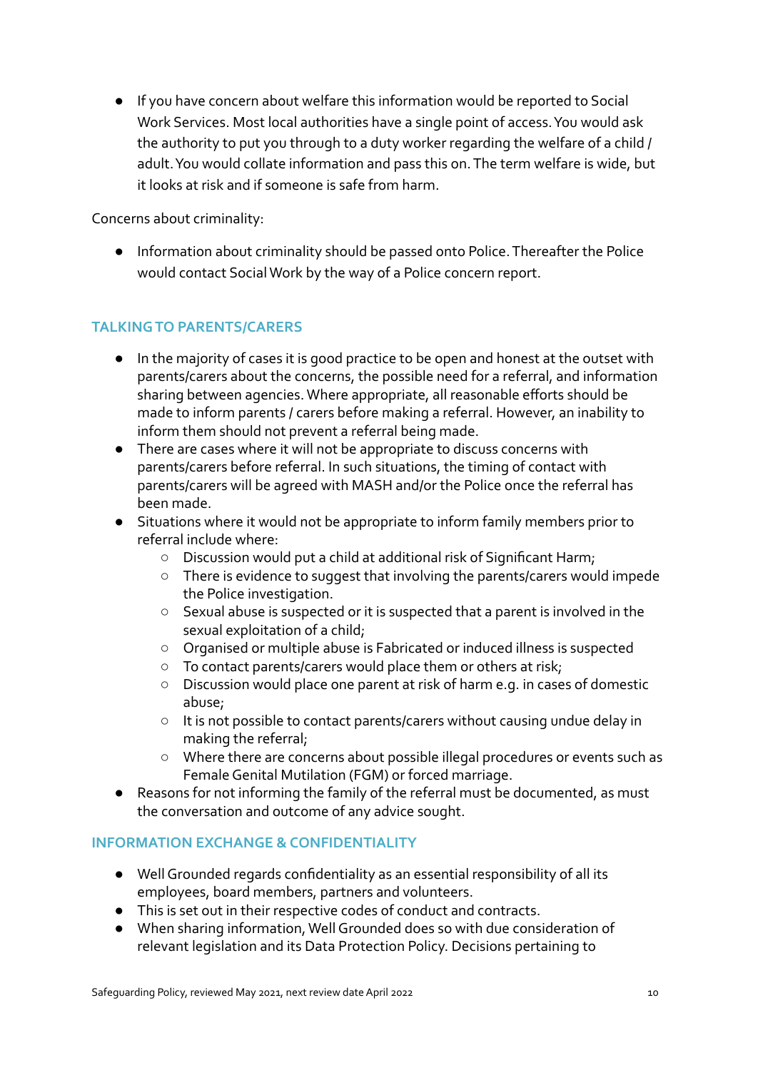- If you have concern about welfare this information would be reported to Social Work Services. Most local authorities have a single point of access. You would ask the authority to put you through to a duty worker regarding the welfare of a child / adult. You would collate information and pass this on. The term welfare is wide, but it looks at risk and if someone is safe from harm.

Concerns about criminality:

- Information about criminality should be passed onto Police. Thereafter the Police would contact Social Work by the way of a Police concern report.

## TALKING TO PARENTS/CARERS

- In the majority of cases it is good practice to be open and honest at the outset with parents/carers about the concerns, the possible need for a referral, and information sharing between agencies. Where appropriate, all reasonable efforts should be made to inform parents / carers before making a referral. However, an inability to inform them should not prevent a referral being made.
- There are cases where it will not be appropriate to discuss concerns with parents/carers before referral. In such situations, the timing of contact with parents/carers will be agreed with MASH and/or the Police once the referral has been made.
- Situations where it would not be appropriate to inform family members prior to referral include where:
    - Discussion would put a child at additional risk of Significant Harm;
    - There is evidence to suggest that involving the parents/carers would impede the Police investigation.
    - Sexual abuse is suspected or it is suspected that a parent is involved in the sexual exploitation of a child;
    - Organised or multiple abuse is Fabricated or induced illness is suspected
    - To contact parents/carers would place them or others at risk;
    - Discussion would place one parent at risk of harm e.g. in cases of domestic abuse;
    - It is not possible to contact parents/carers without causing undue delay in making the referral;
    - Where there are concerns about possible illegal procedures or events such as Female Genital Mutilation (FGM) or forced marriage.
- Reasons for not informing the family of the referral must be documented, as must the conversation and outcome of any advice sought.

## INFORMATION EXCHANGE & CONFIDENTIALITY

- Well Grounded regards confidentiality as an essential responsibility of all its employees, board members, partners and volunteers.
- This is set out in their respective codes of conduct and contracts.
- When sharing information, Well Grounded does so with due consideration of relevant legislation and its Data Protection Policy. Decisions pertaining to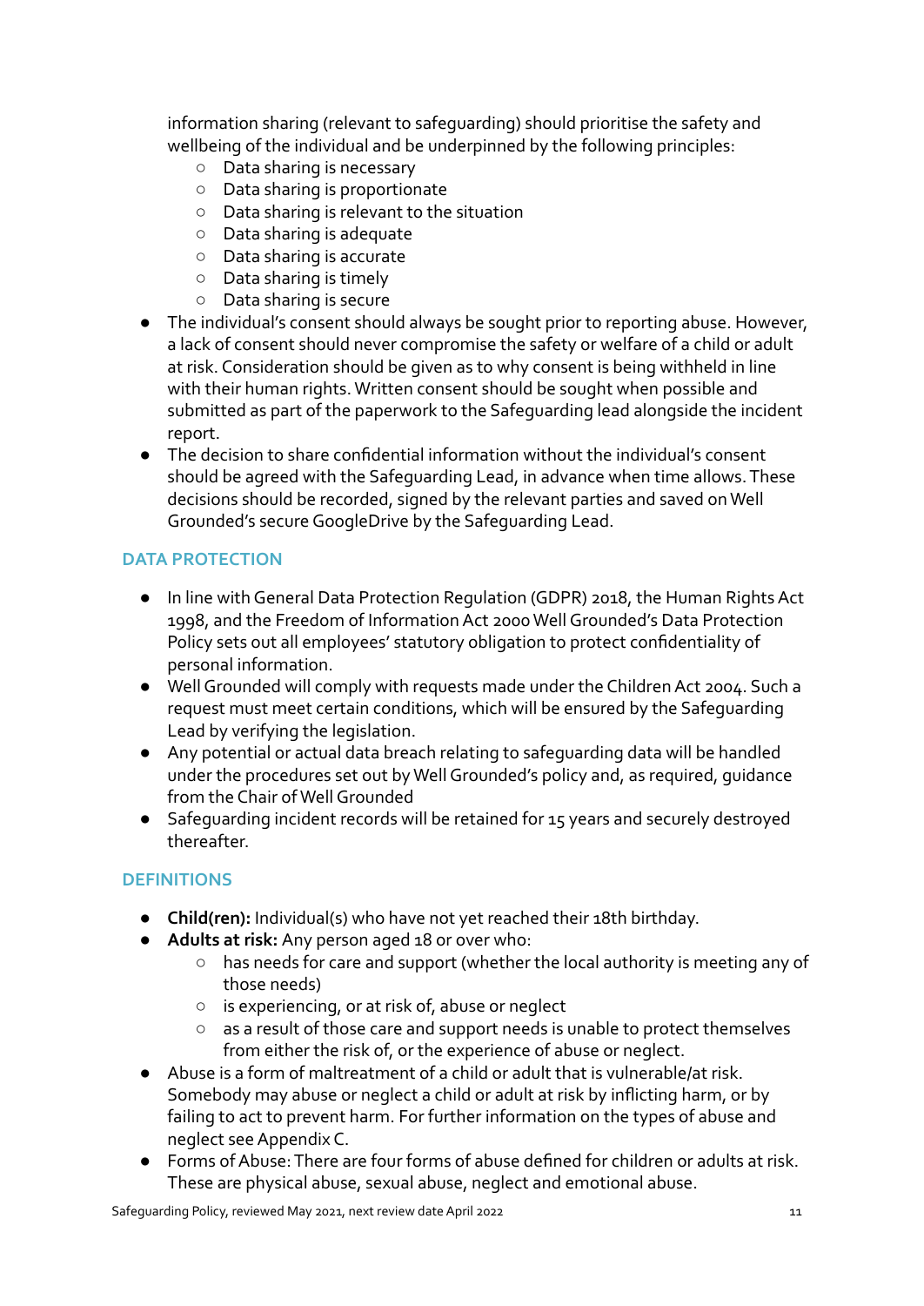information sharing (relevant to safeguarding) should prioritise the safety and wellbeing of the individual and be underpinned by the following principles:
  - Data sharing is necessary
  - Data sharing is proportionate
  - Data sharing is relevant to the situation
  - Data sharing is adequate
  - Data sharing is accurate
  - Data sharing is timely
  - Data sharing is secure
- The individual's consent should always be sought prior to reporting abuse. However, a lack of consent should never compromise the safety or welfare of a child or adult at risk. Consideration should be given as to why consent is being withheld in line with their human rights. Written consent should be sought when possible and submitted as part of the paperwork to the Safeguarding lead alongside the incident report.
- The decision to share confidential information without the individual's consent should be agreed with the Safeguarding Lead, in advance when time allows. These decisions should be recorded, signed by the relevant parties and saved on Well Grounded's secure GoogleDrive by the Safeguarding Lead.

## DATA PROTECTION

- In line with General Data Protection Regulation (GDPR) 2018, the Human Rights Act 1998, and the Freedom of Information Act 2000 Well Grounded's Data Protection Policy sets out all employees' statutory obligation to protect confidentiality of personal information.
- Well Grounded will comply with requests made under the Children Act 2004. Such a request must meet certain conditions, which will be ensured by the Safeguarding Lead by verifying the legislation.
- Any potential or actual data breach relating to safeguarding data will be handled under the procedures set out by Well Grounded's policy and, as required, guidance from the Chair of Well Grounded
- Safeguarding incident records will be retained for 15 years and securely destroyed thereafter.

## DEFINITIONS

- **Child(ren):** Individual(s) who have not yet reached their 18th birthday.
- **Adults at risk:** Any person aged 18 or over who:
  - has needs for care and support (whether the local authority is meeting any of those needs)
  - is experiencing, or at risk of, abuse or neglect
  - as a result of those care and support needs is unable to protect themselves from either the risk of, or the experience of abuse or neglect.
- Abuse is a form of maltreatment of a child or adult that is vulnerable/at risk. Somebody may abuse or neglect a child or adult at risk by inflicting harm, or by failing to act to prevent harm. For further information on the types of abuse and neglect see Appendix C.
- Forms of Abuse: There are four forms of abuse defined for children or adults at risk. These are physical abuse, sexual abuse, neglect and emotional abuse.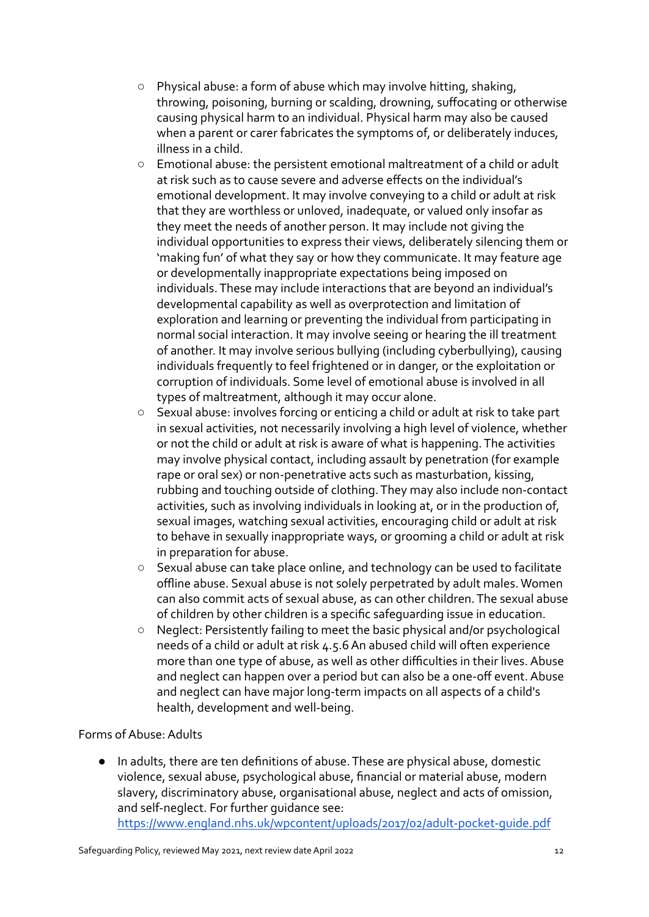- Physical abuse: a form of abuse which may involve hitting, shaking, throwing, poisoning, burning or scalding, drowning, suffocating or otherwise causing physical harm to an individual. Physical harm may also be caused when a parent or carer fabricates the symptoms of, or deliberately induces, illness in a child.
- Emotional abuse: the persistent emotional maltreatment of a child or adult at risk such as to cause severe and adverse effects on the individual's emotional development. It may involve conveying to a child or adult at risk that they are worthless or unloved, inadequate, or valued only insofar as they meet the needs of another person. It may include not giving the individual opportunities to express their views, deliberately silencing them or 'making fun' of what they say or how they communicate. It may feature age or developmentally inappropriate expectations being imposed on individuals. These may include interactions that are beyond an individual's developmental capability as well as overprotection and limitation of exploration and learning or preventing the individual from participating in normal social interaction. It may involve seeing or hearing the ill treatment of another. It may involve serious bullying (including cyberbullying), causing individuals frequently to feel frightened or in danger, or the exploitation or corruption of individuals. Some level of emotional abuse is involved in all types of maltreatment, although it may occur alone.
- Sexual abuse: involves forcing or enticing a child or adult at risk to take part in sexual activities, not necessarily involving a high level of violence, whether or not the child or adult at risk is aware of what is happening. The activities may involve physical contact, including assault by penetration (for example rape or oral sex) or non-penetrative acts such as masturbation, kissing, rubbing and touching outside of clothing. They may also include non-contact activities, such as involving individuals in looking at, or in the production of, sexual images, watching sexual activities, encouraging child or adult at risk to behave in sexually inappropriate ways, or grooming a child or adult at risk in preparation for abuse.
- Sexual abuse can take place online, and technology can be used to facilitate offline abuse. Sexual abuse is not solely perpetrated by adult males. Women can also commit acts of sexual abuse, as can other children. The sexual abuse of children by other children is a specific safeguarding issue in education.
- Neglect: Persistently failing to meet the basic physical and/or psychological needs of a child or adult at risk 4.5.6 An abused child will often experience more than one type of abuse, as well as other difficulties in their lives. Abuse and neglect can happen over a period but can also be a one-off event. Abuse and neglect can have major long-term impacts on all aspects of a child's health, development and well-being.

Forms of Abuse: Adults

- In adults, there are ten definitions of abuse. These are physical abuse, domestic violence, sexual abuse, psychological abuse, financial or material abuse, modern slavery, discriminatory abuse, organisational abuse, neglect and acts of omission, and self-neglect. For further guidance see: https://www.england.nhs.uk/wpcontent/uploads/2017/02/adult-pocket-guide.pdf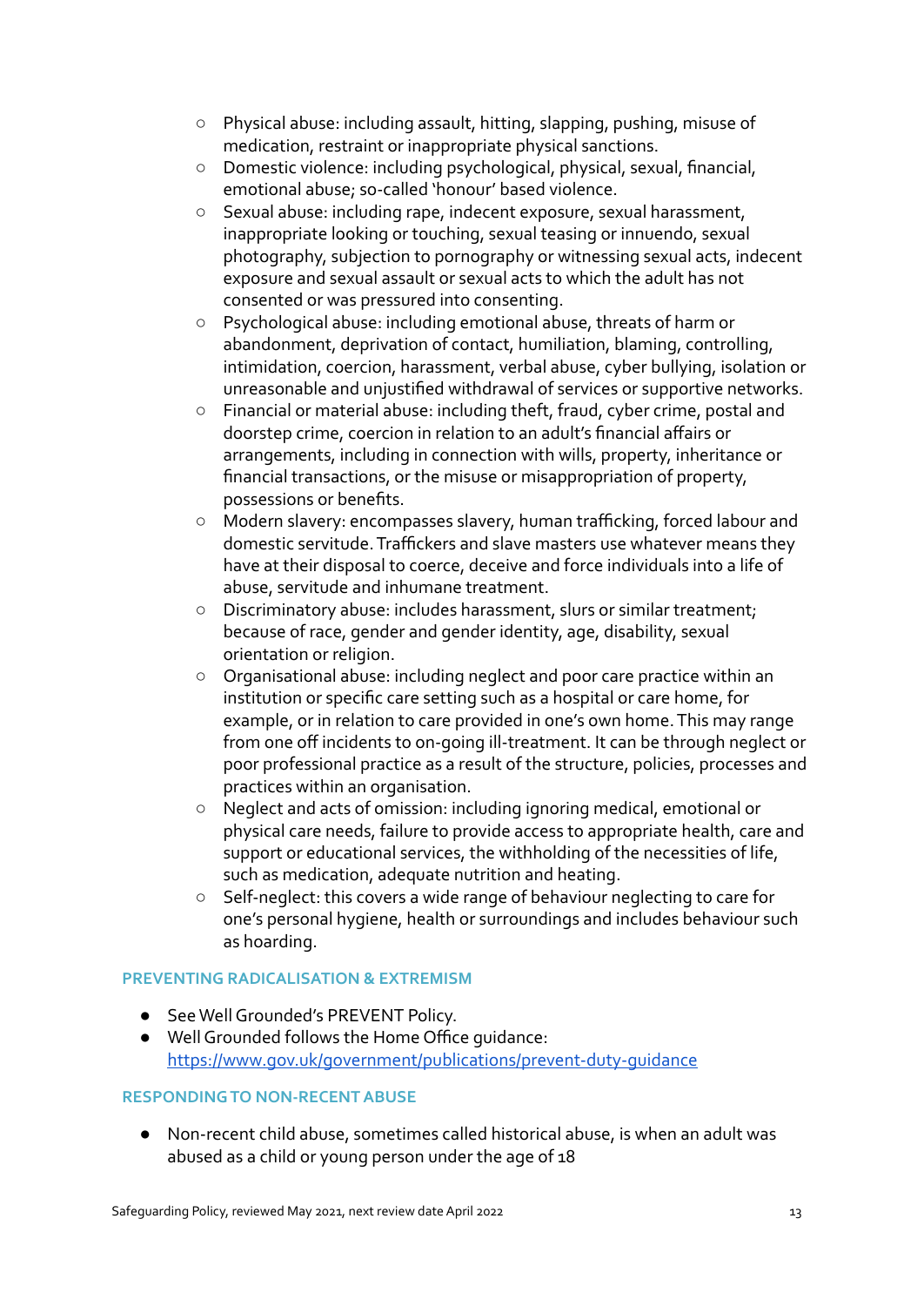- Physical abuse: including assault, hitting, slapping, pushing, misuse of medication, restraint or inappropriate physical sanctions.
   - Domestic violence: including psychological, physical, sexual, financial, emotional abuse; so-called 'honour' based violence.
   - Sexual abuse: including rape, indecent exposure, sexual harassment, inappropriate looking or touching, sexual teasing or innuendo, sexual photography, subjection to pornography or witnessing sexual acts, indecent exposure and sexual assault or sexual acts to which the adult has not consented or was pressured into consenting.
   - Psychological abuse: including emotional abuse, threats of harm or abandonment, deprivation of contact, humiliation, blaming, controlling, intimidation, coercion, harassment, verbal abuse, cyber bullying, isolation or unreasonable and unjustified withdrawal of services or supportive networks.
   - Financial or material abuse: including theft, fraud, cyber crime, postal and doorstep crime, coercion in relation to an adult's financial affairs or arrangements, including in connection with wills, property, inheritance or financial transactions, or the misuse or misappropriation of property, possessions or benefits.
   - Modern slavery: encompasses slavery, human trafficking, forced labour and domestic servitude. Traffickers and slave masters use whatever means they have at their disposal to coerce, deceive and force individuals into a life of abuse, servitude and inhumane treatment.
   - Discriminatory abuse: includes harassment, slurs or similar treatment; because of race, gender and gender identity, age, disability, sexual orientation or religion.
   - Organisational abuse: including neglect and poor care practice within an institution or specific care setting such as a hospital or care home, for example, or in relation to care provided in one's own home. This may range from one off incidents to on-going ill-treatment. It can be through neglect or poor professional practice as a result of the structure, policies, processes and practices within an organisation.
   - Neglect and acts of omission: including ignoring medical, emotional or physical care needs, failure to provide access to appropriate health, care and support or educational services, the withholding of the necessities of life, such as medication, adequate nutrition and heating.
   - Self-neglect: this covers a wide range of behaviour neglecting to care for one's personal hygiene, health or surroundings and includes behaviour such as hoarding.

#### PREVENTING RADICALISATION & EXTREMISM

- See Well Grounded's PREVENT Policy.
- Well Grounded follows the Home Office guidance: [https://www.gov.uk/government/publications/prevent-duty-guidance](https://www.gov.uk/government/publications/prevent-duty-guidance)

#### RESPONDING TO NON-RECENT ABUSE

- Non-recent child abuse, sometimes called historical abuse, is when an adult was abused as a child or young person under the age of 18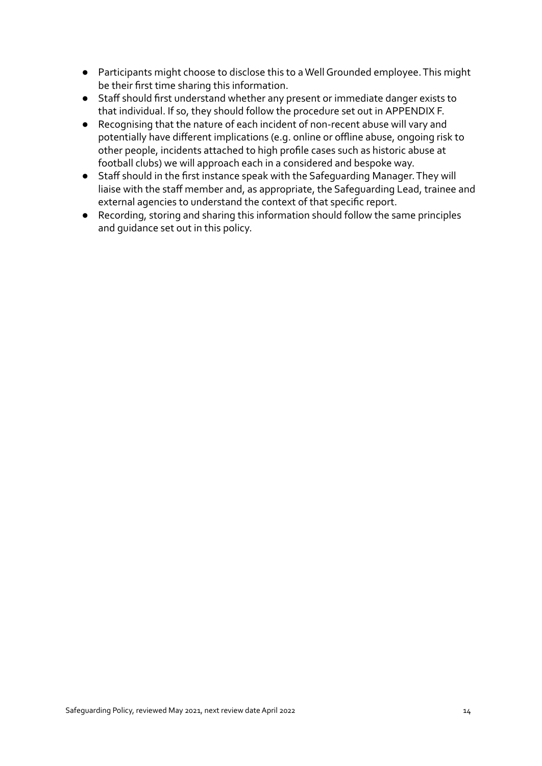- Participants might choose to disclose this to a Well Grounded employee. This might be their first time sharing this information.
- Staff should first understand whether any present or immediate danger exists to that individual. If so, they should follow the procedure set out in APPENDIX F.
- Recognising that the nature of each incident of non-recent abuse will vary and potentially have different implications (e.g. online or offline abuse, ongoing risk to other people, incidents attached to high profile cases such as historic abuse at football clubs) we will approach each in a considered and bespoke way.
- Staff should in the first instance speak with the Safeguarding Manager. They will liaise with the staff member and, as appropriate, the Safeguarding Lead, trainee and external agencies to understand the context of that specific report.
- Recording, storing and sharing this information should follow the same principles and guidance set out in this policy.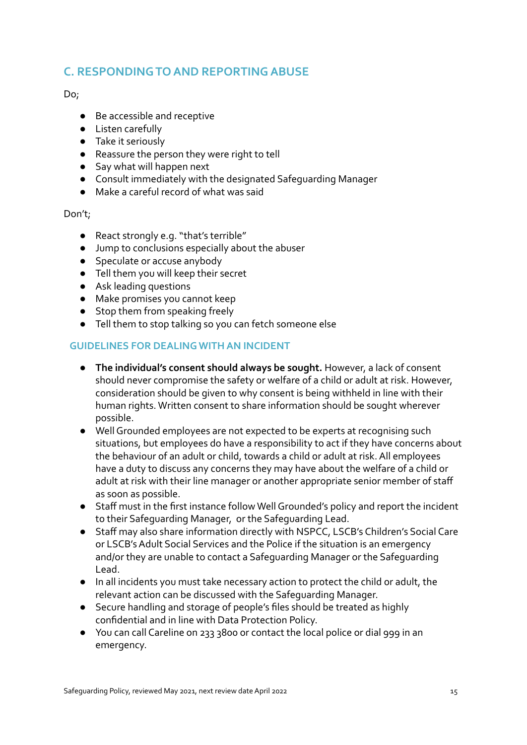## C. RESPONDING TO AND REPORTING ABUSE

Do;

- Be accessible and receptive
- Listen carefully
- Take it seriously
- Reassure the person they were right to tell
- Say what will happen next
- Consult immediately with the designated Safeguarding Manager
- Make a careful record of what was said

Don't;

- React strongly e.g. "that's terrible"
- Jump to conclusions especially about the abuser
- Speculate or accuse anybody
- Tell them you will keep their secret
- Ask leading questions
- Make promises you cannot keep
- Stop them from speaking freely
- Tell them to stop talking so you can fetch someone else

### GUIDELINES FOR DEALING WITH AN INCIDENT

- **The individual's consent should always be sought.** However, a lack of consent should never compromise the safety or welfare of a child or adult at risk. However, consideration should be given to why consent is being withheld in line with their human rights. Written consent to share information should be sought wherever possible.
- Well Grounded employees are not expected to be experts at recognising such situations, but employees do have a responsibility to act if they have concerns about the behaviour of an adult or child, towards a child or adult at risk. All employees have a duty to discuss any concerns they may have about the welfare of a child or adult at risk with their line manager or another appropriate senior member of staff as soon as possible.
- Staff must in the first instance follow Well Grounded's policy and report the incident to their Safeguarding Manager, or the Safeguarding Lead.
- Staff may also share information directly with NSPCC, LSCB's Children's Social Care or LSCB's Adult Social Services and the Police if the situation is an emergency and/or they are unable to contact a Safeguarding Manager or the Safeguarding Lead.
- In all incidents you must take necessary action to protect the child or adult, the relevant action can be discussed with the Safeguarding Manager.
- Secure handling and storage of people's files should be treated as highly confidential and in line with Data Protection Policy.
- You can call Careline on 233 3800 or contact the local police or dial 999 in an emergency.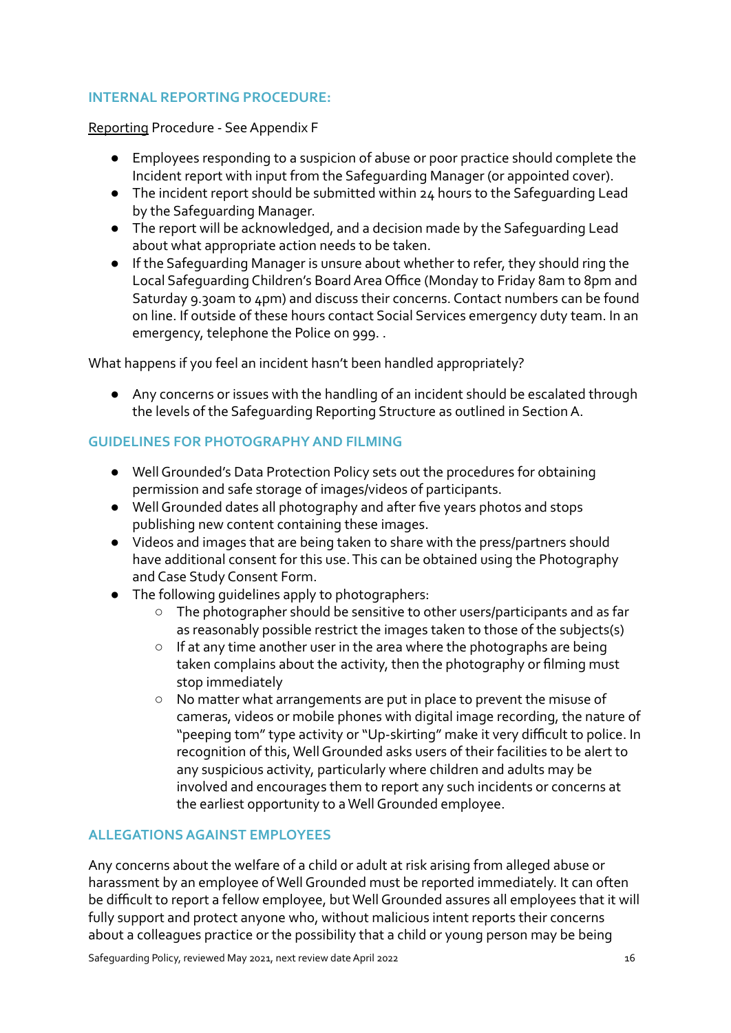## INTERNAL REPORTING PROCEDURE:

Reporting Procedure - See Appendix F

- Employees responding to a suspicion of abuse or poor practice should complete the Incident report with input from the Safeguarding Manager (or appointed cover).
- The incident report should be submitted within 24 hours to the Safeguarding Lead by the Safeguarding Manager.
- The report will be acknowledged, and a decision made by the Safeguarding Lead about what appropriate action needs to be taken.
- If the Safeguarding Manager is unsure about whether to refer, they should ring the Local Safeguarding Children's Board Area Office (Monday to Friday 8am to 8pm and Saturday 9.30am to 4pm) and discuss their concerns. Contact numbers can be found on line. If outside of these hours contact Social Services emergency duty team. In an emergency, telephone the Police on 999. .

What happens if you feel an incident hasn't been handled appropriately?

- Any concerns or issues with the handling of an incident should be escalated through the levels of the Safeguarding Reporting Structure as outlined in Section A.

## GUIDELINES FOR PHOTOGRAPHY AND FILMING

- Well Grounded's Data Protection Policy sets out the procedures for obtaining permission and safe storage of images/videos of participants.
- Well Grounded dates all photography and after five years photos and stops publishing new content containing these images.
- Videos and images that are being taken to share with the press/partners should have additional consent for this use. This can be obtained using the Photography and Case Study Consent Form.
- The following guidelines apply to photographers:
  - The photographer should be sensitive to other users/participants and as far as reasonably possible restrict the images taken to those of the subjects(s)
  - If at any time another user in the area where the photographs are being taken complains about the activity, then the photography or filming must stop immediately
  - No matter what arrangements are put in place to prevent the misuse of cameras, videos or mobile phones with digital image recording, the nature of "peeping tom" type activity or "Up-skirting" make it very difficult to police. In recognition of this, Well Grounded asks users of their facilities to be alert to any suspicious activity, particularly where children and adults may be involved and encourages them to report any such incidents or concerns at the earliest opportunity to a Well Grounded employee.

## ALLEGATIONS AGAINST EMPLOYEES

Any concerns about the welfare of a child or adult at risk arising from alleged abuse or harassment by an employee of Well Grounded must be reported immediately. It can often be difficult to report a fellow employee, but Well Grounded assures all employees that it will fully support and protect anyone who, without malicious intent reports their concerns about a colleagues practice or the possibility that a child or young person may be being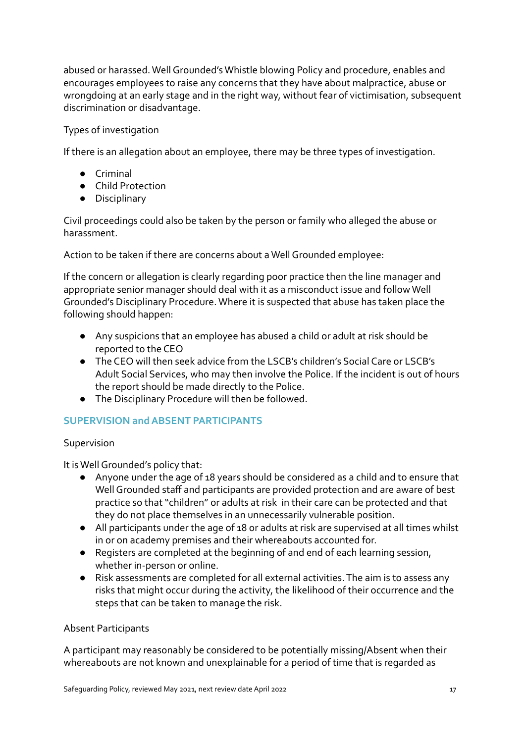abused or harassed. Well Grounded's Whistle blowing Policy and procedure, enables and encourages employees to raise any concerns that they have about malpractice, abuse or wrongdoing at an early stage and in the right way, without fear of victimisation, subsequent discrimination or disadvantage.

Types of investigation

If there is an allegation about an employee, there may be three types of investigation.

- Criminal
- Child Protection
- Disciplinary

Civil proceedings could also be taken by the person or family who alleged the abuse or harassment.

Action to be taken if there are concerns about a Well Grounded employee:

If the concern or allegation is clearly regarding poor practice then the line manager and appropriate senior manager should deal with it as a misconduct issue and follow Well Grounded's Disciplinary Procedure. Where it is suspected that abuse has taken place the following should happen:

- Any suspicions that an employee has abused a child or adult at risk should be reported to the CEO
- The CEO will then seek advice from the LSCB's children's Social Care or LSCB's Adult Social Services, who may then involve the Police. If the incident is out of hours the report should be made directly to the Police.
- The Disciplinary Procedure will then be followed.

## SUPERVISION and ABSENT PARTICIPANTS

Supervision

It is Well Grounded's policy that:

- Anyone under the age of 18 years should be considered as a child and to ensure that Well Grounded staff and participants are provided protection and are aware of best practice so that "children" or adults at risk in their care can be protected and that they do not place themselves in an unnecessarily vulnerable position.
- All participants under the age of 18 or adults at risk are supervised at all times whilst in or on academy premises and their whereabouts accounted for.
- Registers are completed at the beginning of and end of each learning session, whether in-person or online.
- Risk assessments are completed for all external activities. The aim is to assess any risks that might occur during the activity, the likelihood of their occurrence and the steps that can be taken to manage the risk.

Absent Participants

A participant may reasonably be considered to be potentially missing/Absent when their whereabouts are not known and unexplainable for a period of time that is regarded as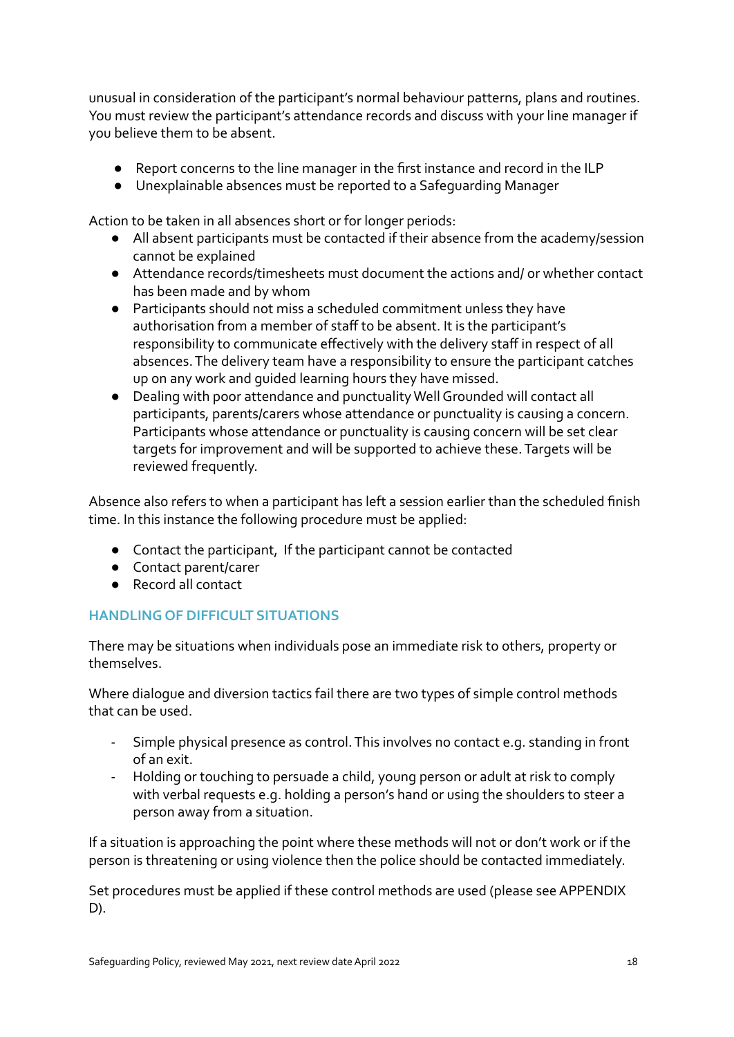unusual in consideration of the participant's normal behaviour patterns, plans and routines. You must review the participant's attendance records and discuss with your line manager if you believe them to be absent.

- Report concerns to the line manager in the first instance and record in the ILP
- Unexplainable absences must be reported to a Safeguarding Manager

Action to be taken in all absences short or for longer periods:

- All absent participants must be contacted if their absence from the academy/session cannot be explained
- Attendance records/timesheets must document the actions and/ or whether contact has been made and by whom
- Participants should not miss a scheduled commitment unless they have authorisation from a member of staff to be absent. It is the participant's responsibility to communicate effectively with the delivery staff in respect of all absences. The delivery team have a responsibility to ensure the participant catches up on any work and guided learning hours they have missed.
- Dealing with poor attendance and punctuality Well Grounded will contact all participants, parents/carers whose attendance or punctuality is causing a concern. Participants whose attendance or punctuality is causing concern will be set clear targets for improvement and will be supported to achieve these. Targets will be reviewed frequently.

Absence also refers to when a participant has left a session earlier than the scheduled finish time. In this instance the following procedure must be applied:

- Contact the participant, If the participant cannot be contacted
- Contact parent/carer
- Record all contact

## HANDLING OF DIFFICULT SITUATIONS

There may be situations when individuals pose an immediate risk to others, property or themselves.

Where dialogue and diversion tactics fail there are two types of simple control methods that can be used.

- Simple physical presence as control. This involves no contact e.g. standing in front of an exit.
- Holding or touching to persuade a child, young person or adult at risk to comply with verbal requests e.g. holding a person's hand or using the shoulders to steer a person away from a situation.

If a situation is approaching the point where these methods will not or don't work or if the person is threatening or using violence then the police should be contacted immediately.

Set procedures must be applied if these control methods are used (please see APPENDIX D).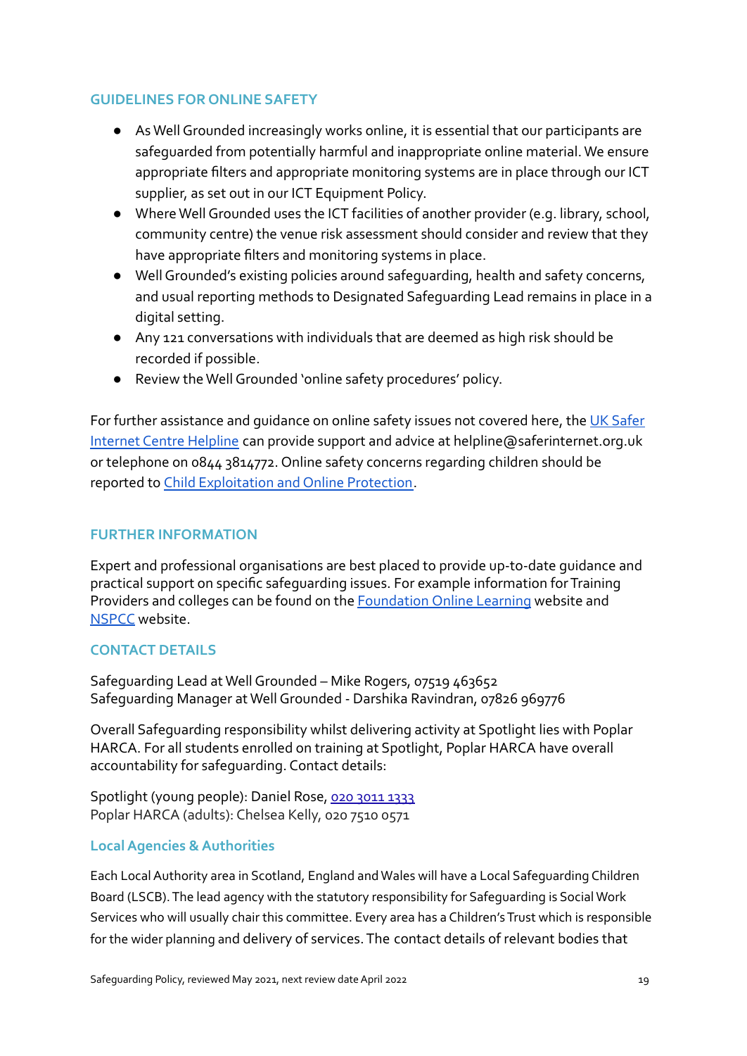## GUIDELINES FOR ONLINE SAFETY

- As Well Grounded increasingly works online, it is essential that our participants are safeguarded from potentially harmful and inappropriate online material. We ensure appropriate filters and appropriate monitoring systems are in place through our ICT supplier, as set out in our ICT Equipment Policy.
- Where Well Grounded uses the ICT facilities of another provider (e.g. library, school, community centre) the venue risk assessment should consider and review that they have appropriate filters and monitoring systems in place.
- Well Grounded's existing policies around safeguarding, health and safety concerns, and usual reporting methods to Designated Safeguarding Lead remains in place in a digital setting.
- Any 121 conversations with individuals that are deemed as high risk should be recorded if possible.
- Review the Well Grounded 'online safety procedures' policy.

For further assistance and guidance on online safety issues not covered here, the UK Safer Internet Centre Helpline can provide support and advice at helpline@saferinternet.org.uk or telephone on 0844 3814772. Online safety concerns regarding children should be reported to Child Exploitation and Online Protection.

## FURTHER INFORMATION

Expert and professional organisations are best placed to provide up-to-date guidance and practical support on specific safeguarding issues. For example information for Training Providers and colleges can be found on the Foundation Online Learning website and NSPCC website.

## CONTACT DETAILS

Safeguarding Lead at Well Grounded – Mike Rogers, 07519 463652
Safeguarding Manager at Well Grounded - Darshika Ravindran, 07826 969776

Overall Safeguarding responsibility whilst delivering activity at Spotlight lies with Poplar HARCA. For all students enrolled on training at Spotlight, Poplar HARCA have overall accountability for safeguarding. Contact details:

Spotlight (young people): Daniel Rose, 020 3011 1333
Poplar HARCA (adults): Chelsea Kelly, 020 7510 0571

### Local Agencies & Authorities

Each Local Authority area in Scotland, England and Wales will have a Local Safeguarding Children Board (LSCB). The lead agency with the statutory responsibility for Safeguarding is Social Work Services who will usually chair this committee. Every area has a Children's Trust which is responsible for the wider planning and delivery of services. The contact details of relevant bodies that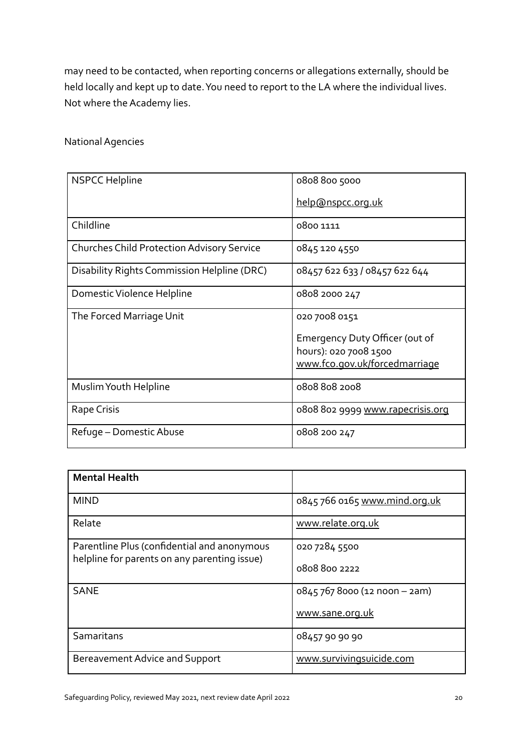may need to be contacted, when reporting concerns or allegations externally, should be held locally and kept up to date. You need to report to the LA where the individual lives. Not where the Academy lies.

National Agencies

| NSPCC Helpline | 0808 800 5000<br><br>help@nspcc.org.uk |
|---|---|
| Childline | 0800 1111 |
| Churches Child Protection Advisory Service | 0845 120 4550 |
| Disability Rights Commission Helpline (DRC) | 08457 622 633 / 08457 622 644 |
| Domestic Violence Helpline | 0808 2000 247 |
| The Forced Marriage Unit | 020 7008 0151<br><br>Emergency Duty Officer (out of hours): 020 7008 1500<br>www.fco.gov.uk/forcedmarriage |
| Muslim Youth Helpline | 0808 808 2008 |
| Rape Crisis | 0808 802 9999 www.rapecrisis.org |
| Refuge – Domestic Abuse | 0808 200 247 |

| **Mental Health** | |
|---|---|
| MIND | 0845 766 0165 www.mind.org.uk |
| Relate | www.relate.org.uk |
| Parentline Plus (confidential and anonymous helpline for parents on any parenting issue) | 020 7284 5500<br><br>0808 800 2222 |
| SANE | 0845 767 8000 (12 noon – 2am)<br><br>www.sane.org.uk |
| Samaritans | 08457 90 90 90 |
| Bereavement Advice and Support | www.survivingsuicide.com |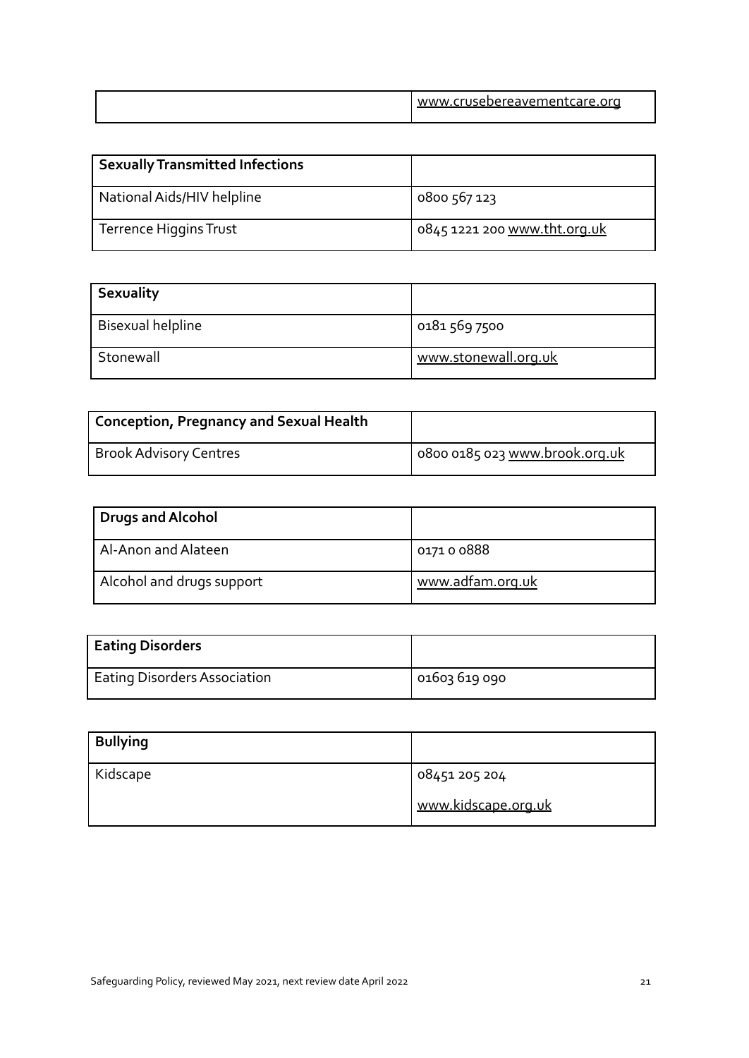| | www.crusebereavementcare.org |
|---|---|

| **Sexually Transmitted Infections** | |
|---|---|
| National Aids/HIV helpline | 0800 567 123 |
| Terrence Higgins Trust | 0845 1221 200 www.tht.org.uk |

| **Sexuality** | |
|---|---|
| Bisexual helpline | 0181 569 7500 |
| Stonewall | www.stonewall.org.uk |

| **Conception, Pregnancy and Sexual Health** | |
|---|---|
| Brook Advisory Centres | 0800 0185 023 www.brook.org.uk |

| **Drugs and Alcohol** | |
|---|---|
| Al-Anon and Alateen | 0171 0 0888 |
| Alcohol and drugs support | www.adfam.org.uk |

| **Eating Disorders** | |
|---|---|
| Eating Disorders Association | 01603 619 090 |

| **Bullying** | |
|---|---|
| Kidscape | 08451 205 204<br>www.kidscape.org.uk |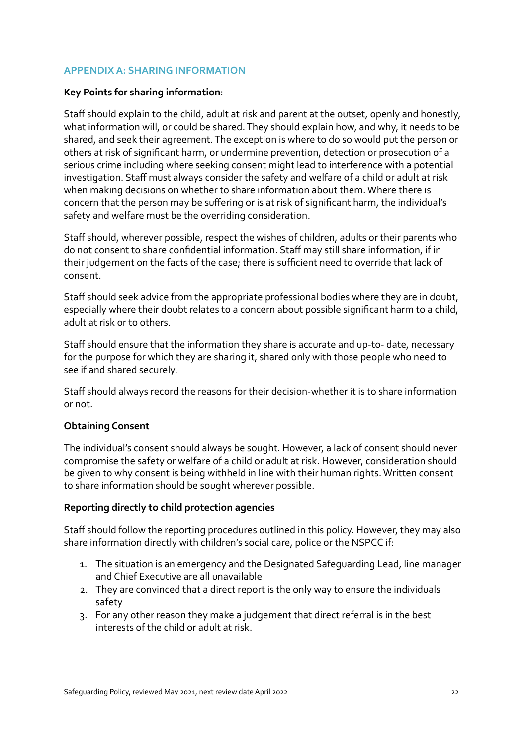## APPENDIX A: SHARING INFORMATION

**Key Points for sharing information**:

Staff should explain to the child, adult at risk and parent at the outset, openly and honestly, what information will, or could be shared. They should explain how, and why, it needs to be shared, and seek their agreement. The exception is where to do so would put the person or others at risk of significant harm, or undermine prevention, detection or prosecution of a serious crime including where seeking consent might lead to interference with a potential investigation. Staff must always consider the safety and welfare of a child or adult at risk when making decisions on whether to share information about them. Where there is concern that the person may be suffering or is at risk of significant harm, the individual's safety and welfare must be the overriding consideration.

Staff should, wherever possible, respect the wishes of children, adults or their parents who do not consent to share confidential information. Staff may still share information, if in their judgement on the facts of the case; there is sufficient need to override that lack of consent.

Staff should seek advice from the appropriate professional bodies where they are in doubt, especially where their doubt relates to a concern about possible significant harm to a child, adult at risk or to others.

Staff should ensure that the information they share is accurate and up-to- date, necessary for the purpose for which they are sharing it, shared only with those people who need to see if and shared securely.

Staff should always record the reasons for their decision-whether it is to share information or not.

**Obtaining Consent**

The individual's consent should always be sought. However, a lack of consent should never compromise the safety or welfare of a child or adult at risk. However, consideration should be given to why consent is being withheld in line with their human rights. Written consent to share information should be sought wherever possible.

**Reporting directly to child protection agencies**

Staff should follow the reporting procedures outlined in this policy. However, they may also share information directly with children's social care, police or the NSPCC if:

1. The situation is an emergency and the Designated Safeguarding Lead, line manager and Chief Executive are all unavailable
2. They are convinced that a direct report is the only way to ensure the individuals safety
3. For any other reason they make a judgement that direct referral is in the best interests of the child or adult at risk.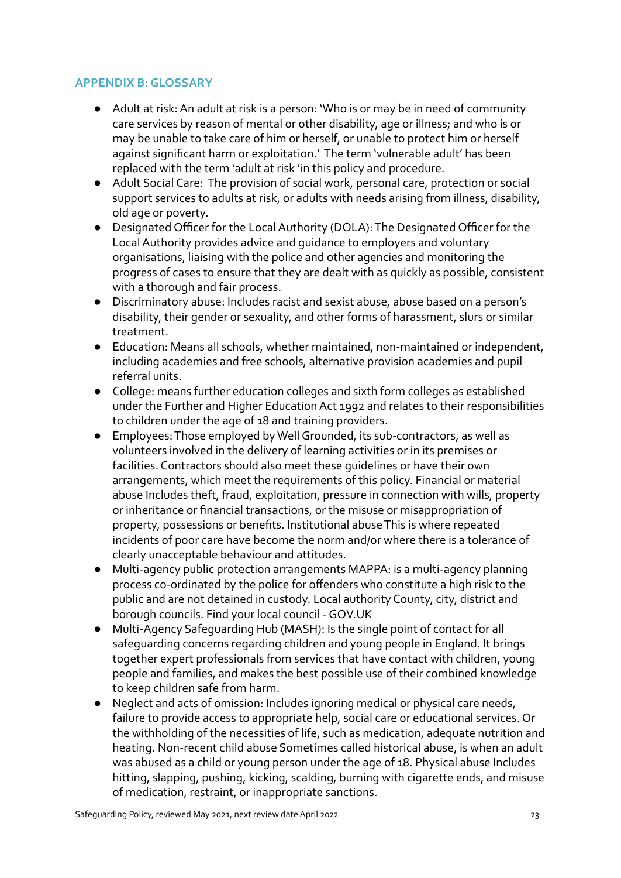## APPENDIX B: GLOSSARY

- Adult at risk: An adult at risk is a person: 'Who is or may be in need of community care services by reason of mental or other disability, age or illness; and who is or may be unable to take care of him or herself, or unable to protect him or herself against significant harm or exploitation.' The term 'vulnerable adult' has been replaced with the term 'adult at risk 'in this policy and procedure.
- Adult Social Care: The provision of social work, personal care, protection or social support services to adults at risk, or adults with needs arising from illness, disability, old age or poverty.
- Designated Officer for the Local Authority (DOLA): The Designated Officer for the Local Authority provides advice and guidance to employers and voluntary organisations, liaising with the police and other agencies and monitoring the progress of cases to ensure that they are dealt with as quickly as possible, consistent with a thorough and fair process.
- Discriminatory abuse: Includes racist and sexist abuse, abuse based on a person's disability, their gender or sexuality, and other forms of harassment, slurs or similar treatment.
- Education: Means all schools, whether maintained, non-maintained or independent, including academies and free schools, alternative provision academies and pupil referral units.
- College: means further education colleges and sixth form colleges as established under the Further and Higher Education Act 1992 and relates to their responsibilities to children under the age of 18 and training providers.
- Employees: Those employed by Well Grounded, its sub-contractors, as well as volunteers involved in the delivery of learning activities or in its premises or facilities. Contractors should also meet these guidelines or have their own arrangements, which meet the requirements of this policy. Financial or material abuse Includes theft, fraud, exploitation, pressure in connection with wills, property or inheritance or financial transactions, or the misuse or misappropriation of property, possessions or benefits. Institutional abuse This is where repeated incidents of poor care have become the norm and/or where there is a tolerance of clearly unacceptable behaviour and attitudes.
- Multi-agency public protection arrangements MAPPA: is a multi-agency planning process co-ordinated by the police for offenders who constitute a high risk to the public and are not detained in custody. Local authority County, city, district and borough councils. Find your local council - GOV.UK
- Multi-Agency Safeguarding Hub (MASH): Is the single point of contact for all safeguarding concerns regarding children and young people in England. It brings together expert professionals from services that have contact with children, young people and families, and makes the best possible use of their combined knowledge to keep children safe from harm.
- Neglect and acts of omission: Includes ignoring medical or physical care needs, failure to provide access to appropriate help, social care or educational services. Or the withholding of the necessities of life, such as medication, adequate nutrition and heating. Non-recent child abuse Sometimes called historical abuse, is when an adult was abused as a child or young person under the age of 18. Physical abuse Includes hitting, slapping, pushing, kicking, scalding, burning with cigarette ends, and misuse of medication, restraint, or inappropriate sanctions.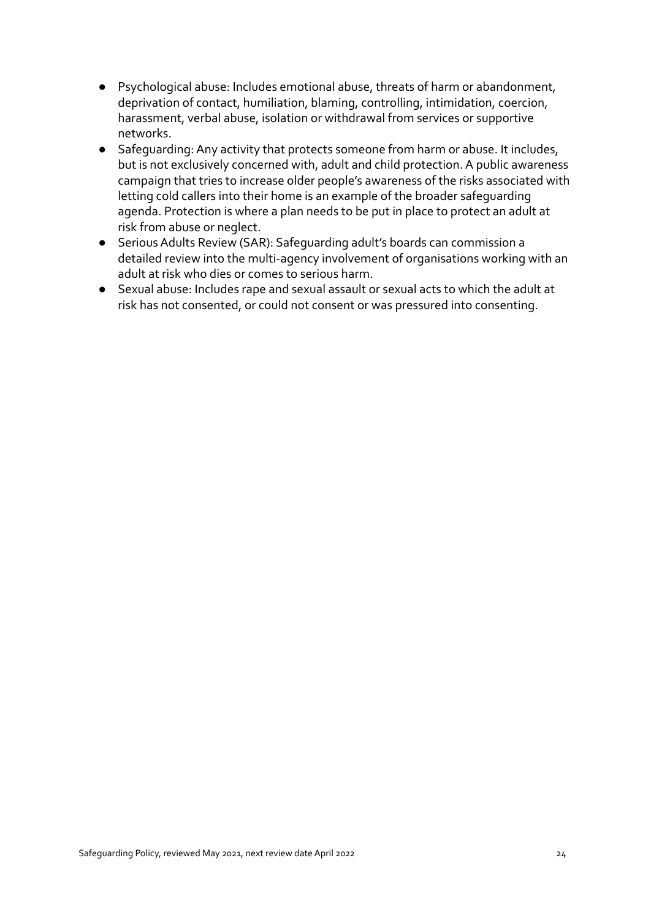- Psychological abuse: Includes emotional abuse, threats of harm or abandonment, deprivation of contact, humiliation, blaming, controlling, intimidation, coercion, harassment, verbal abuse, isolation or withdrawal from services or supportive networks.
- Safeguarding: Any activity that protects someone from harm or abuse. It includes, but is not exclusively concerned with, adult and child protection. A public awareness campaign that tries to increase older people's awareness of the risks associated with letting cold callers into their home is an example of the broader safeguarding agenda. Protection is where a plan needs to be put in place to protect an adult at risk from abuse or neglect.
- Serious Adults Review (SAR): Safeguarding adult's boards can commission a detailed review into the multi-agency involvement of organisations working with an adult at risk who dies or comes to serious harm.
- Sexual abuse: Includes rape and sexual assault or sexual acts to which the adult at risk has not consented, or could not consent or was pressured into consenting.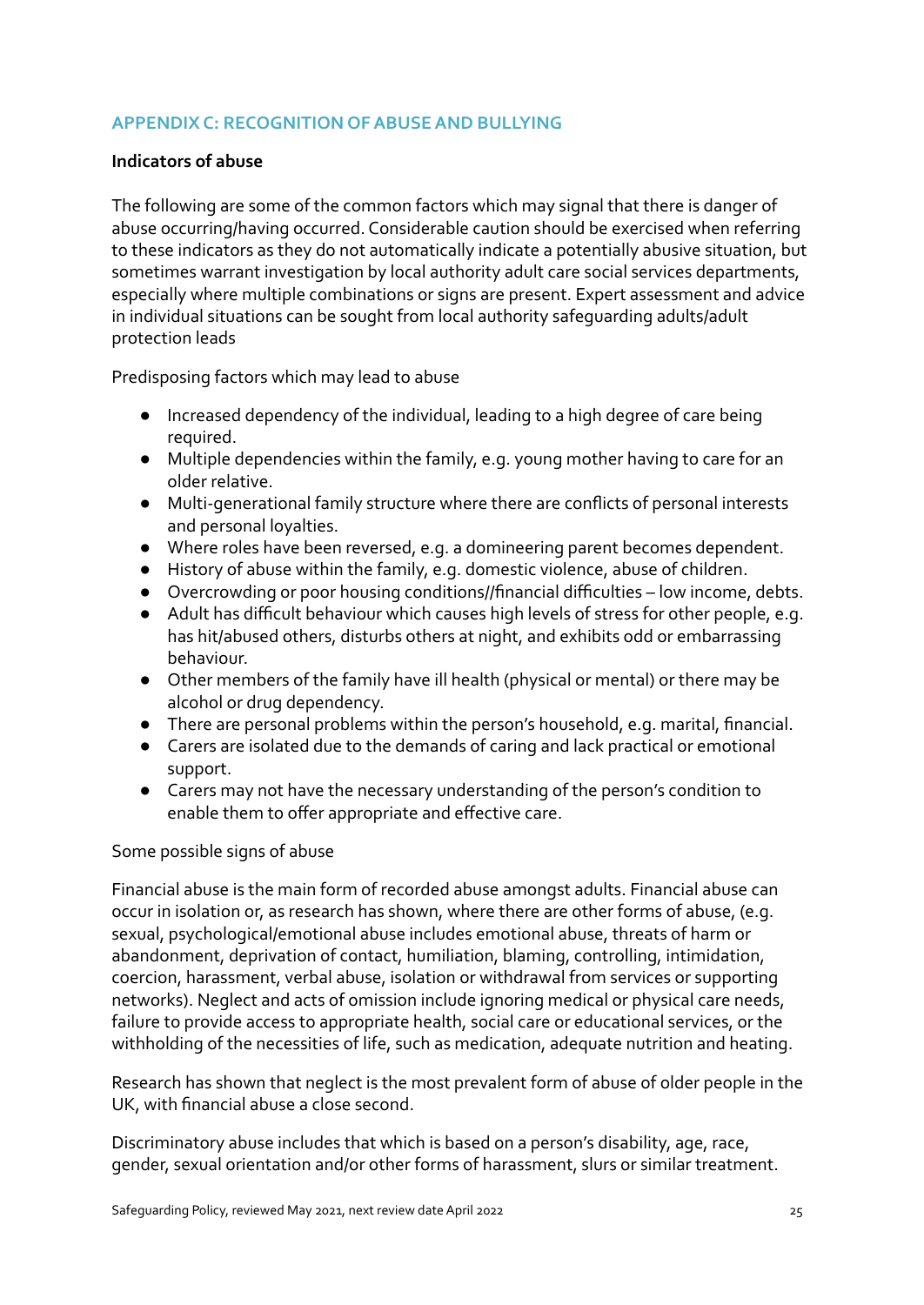## APPENDIX C: RECOGNITION OF ABUSE AND BULLYING

**Indicators of abuse**

The following are some of the common factors which may signal that there is danger of abuse occurring/having occurred. Considerable caution should be exercised when referring to these indicators as they do not automatically indicate a potentially abusive situation, but sometimes warrant investigation by local authority adult care social services departments, especially where multiple combinations or signs are present. Expert assessment and advice in individual situations can be sought from local authority safeguarding adults/adult protection leads

Predisposing factors which may lead to abuse

- Increased dependency of the individual, leading to a high degree of care being required.
- Multiple dependencies within the family, e.g. young mother having to care for an older relative.
- Multi-generational family structure where there are conflicts of personal interests and personal loyalties.
- Where roles have been reversed, e.g. a domineering parent becomes dependent.
- History of abuse within the family, e.g. domestic violence, abuse of children.
- Overcrowding or poor housing conditions//financial difficulties – low income, debts.
- Adult has difficult behaviour which causes high levels of stress for other people, e.g. has hit/abused others, disturbs others at night, and exhibits odd or embarrassing behaviour.
- Other members of the family have ill health (physical or mental) or there may be alcohol or drug dependency.
- There are personal problems within the person's household, e.g. marital, financial.
- Carers are isolated due to the demands of caring and lack practical or emotional support.
- Carers may not have the necessary understanding of the person's condition to enable them to offer appropriate and effective care.

Some possible signs of abuse

Financial abuse is the main form of recorded abuse amongst adults. Financial abuse can occur in isolation or, as research has shown, where there are other forms of abuse, (e.g. sexual, psychological/emotional abuse includes emotional abuse, threats of harm or abandonment, deprivation of contact, humiliation, blaming, controlling, intimidation, coercion, harassment, verbal abuse, isolation or withdrawal from services or supporting networks). Neglect and acts of omission include ignoring medical or physical care needs, failure to provide access to appropriate health, social care or educational services, or the withholding of the necessities of life, such as medication, adequate nutrition and heating.

Research has shown that neglect is the most prevalent form of abuse of older people in the UK, with financial abuse a close second.

Discriminatory abuse includes that which is based on a person's disability, age, race, gender, sexual orientation and/or other forms of harassment, slurs or similar treatment.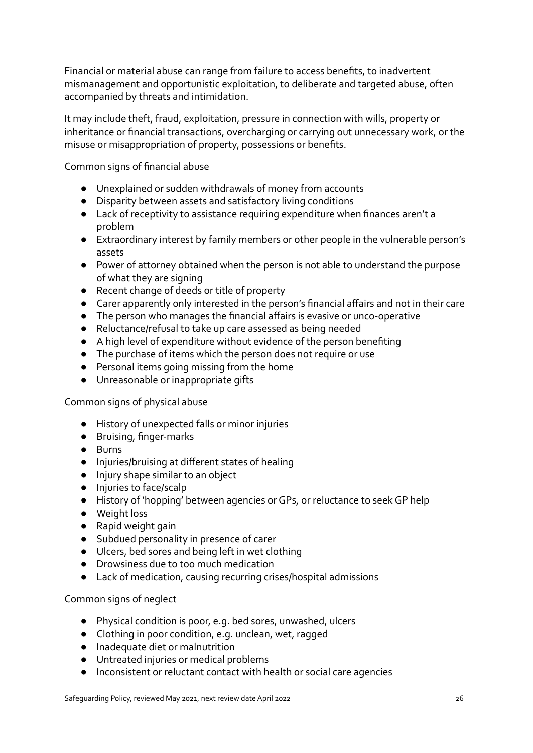Financial or material abuse can range from failure to access benefits, to inadvertent mismanagement and opportunistic exploitation, to deliberate and targeted abuse, often accompanied by threats and intimidation.

It may include theft, fraud, exploitation, pressure in connection with wills, property or inheritance or financial transactions, overcharging or carrying out unnecessary work, or the misuse or misappropriation of property, possessions or benefits.

Common signs of financial abuse

- Unexplained or sudden withdrawals of money from accounts
- Disparity between assets and satisfactory living conditions
- Lack of receptivity to assistance requiring expenditure when finances aren't a problem
- Extraordinary interest by family members or other people in the vulnerable person's assets
- Power of attorney obtained when the person is not able to understand the purpose of what they are signing
- Recent change of deeds or title of property
- Carer apparently only interested in the person's financial affairs and not in their care
- The person who manages the financial affairs is evasive or unco-operative
- Reluctance/refusal to take up care assessed as being needed
- A high level of expenditure without evidence of the person benefiting
- The purchase of items which the person does not require or use
- Personal items going missing from the home
- Unreasonable or inappropriate gifts

Common signs of physical abuse

- History of unexpected falls or minor injuries
- Bruising, finger-marks
- Burns
- Injuries/bruising at different states of healing
- Injury shape similar to an object
- Injuries to face/scalp
- History of 'hopping' between agencies or GPs, or reluctance to seek GP help
- Weight loss
- Rapid weight gain
- Subdued personality in presence of carer
- Ulcers, bed sores and being left in wet clothing
- Drowsiness due to too much medication
- Lack of medication, causing recurring crises/hospital admissions

Common signs of neglect

- Physical condition is poor, e.g. bed sores, unwashed, ulcers
- Clothing in poor condition, e.g. unclean, wet, ragged
- Inadequate diet or malnutrition
- Untreated injuries or medical problems
- Inconsistent or reluctant contact with health or social care agencies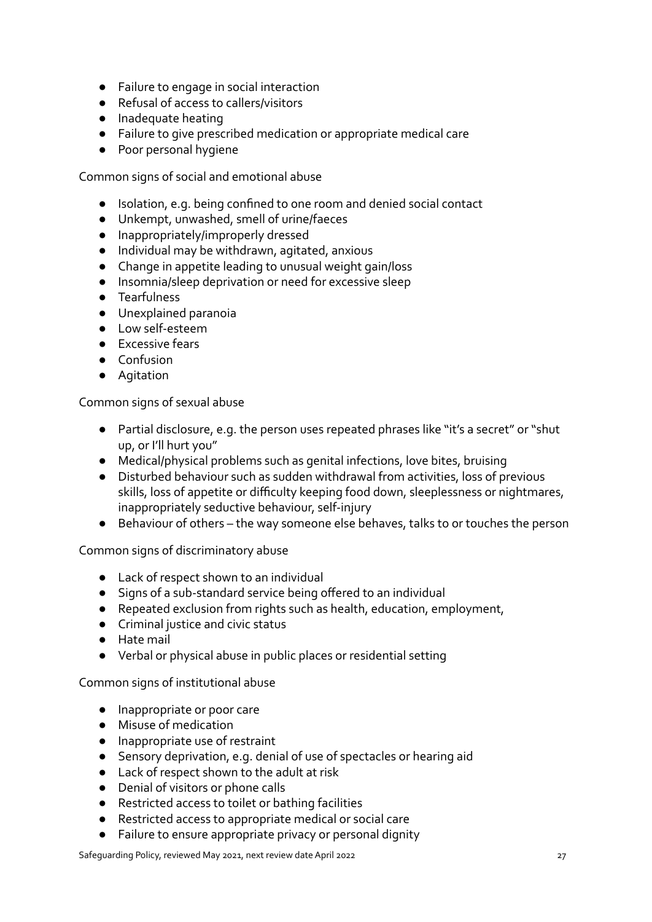- Failure to engage in social interaction
- Refusal of access to callers/visitors
- Inadequate heating
- Failure to give prescribed medication or appropriate medical care
- Poor personal hygiene

Common signs of social and emotional abuse

- Isolation, e.g. being confined to one room and denied social contact
- Unkempt, unwashed, smell of urine/faeces
- Inappropriately/improperly dressed
- Individual may be withdrawn, agitated, anxious
- Change in appetite leading to unusual weight gain/loss
- Insomnia/sleep deprivation or need for excessive sleep
- Tearfulness
- Unexplained paranoia
- Low self-esteem
- Excessive fears
- Confusion
- Agitation

Common signs of sexual abuse

- Partial disclosure, e.g. the person uses repeated phrases like "it's a secret" or "shut up, or I'll hurt you"
- Medical/physical problems such as genital infections, love bites, bruising
- Disturbed behaviour such as sudden withdrawal from activities, loss of previous skills, loss of appetite or difficulty keeping food down, sleeplessness or nightmares, inappropriately seductive behaviour, self-injury
- Behaviour of others – the way someone else behaves, talks to or touches the person

Common signs of discriminatory abuse

- Lack of respect shown to an individual
- Signs of a sub-standard service being offered to an individual
- Repeated exclusion from rights such as health, education, employment,
- Criminal justice and civic status
- Hate mail
- Verbal or physical abuse in public places or residential setting

Common signs of institutional abuse

- Inappropriate or poor care
- Misuse of medication
- Inappropriate use of restraint
- Sensory deprivation, e.g. denial of use of spectacles or hearing aid
- Lack of respect shown to the adult at risk
- Denial of visitors or phone calls
- Restricted access to toilet or bathing facilities
- Restricted access to appropriate medical or social care
- Failure to ensure appropriate privacy or personal dignity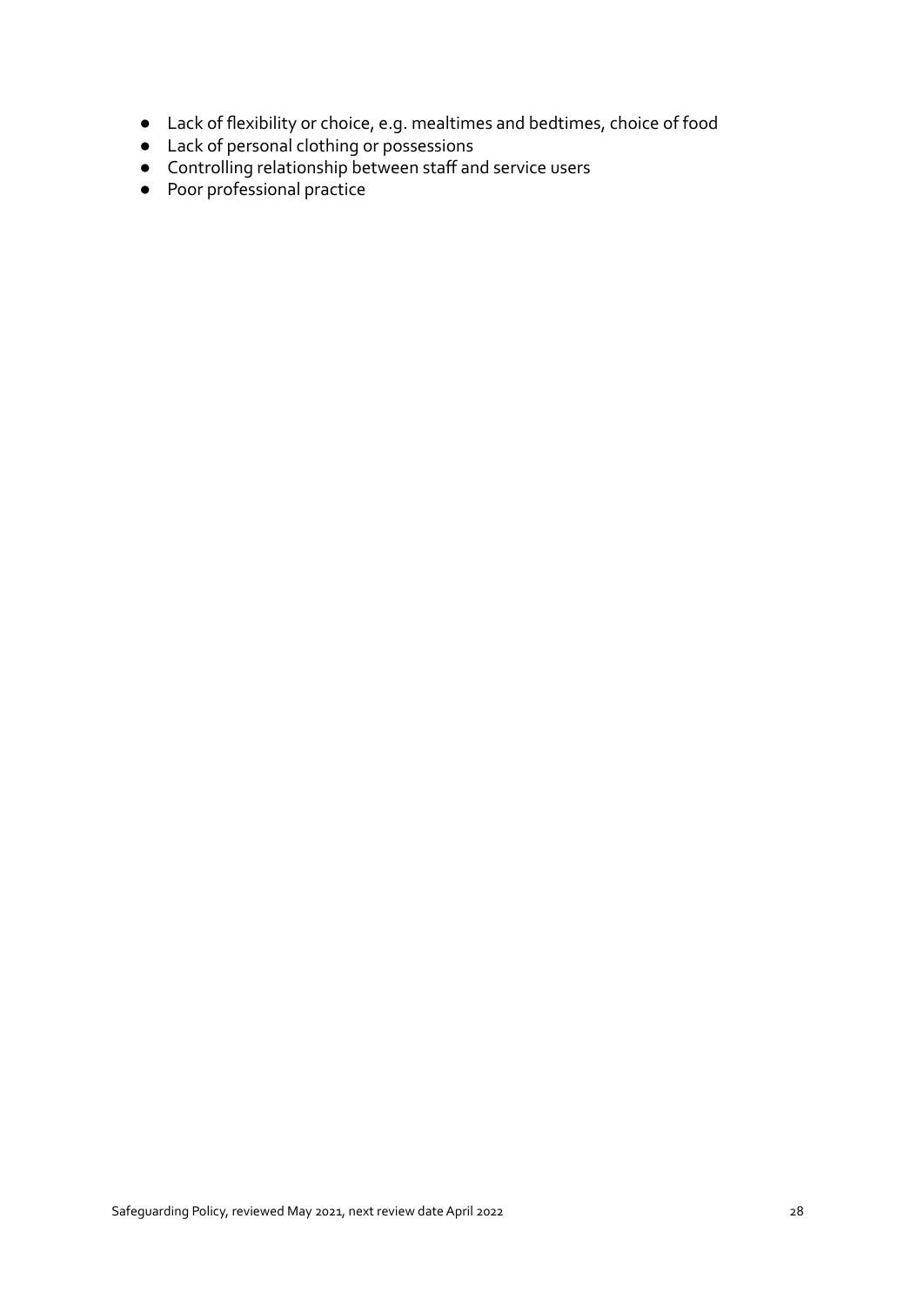- Lack of flexibility or choice, e.g. mealtimes and bedtimes, choice of food
- Lack of personal clothing or possessions
- Controlling relationship between staff and service users
- Poor professional practice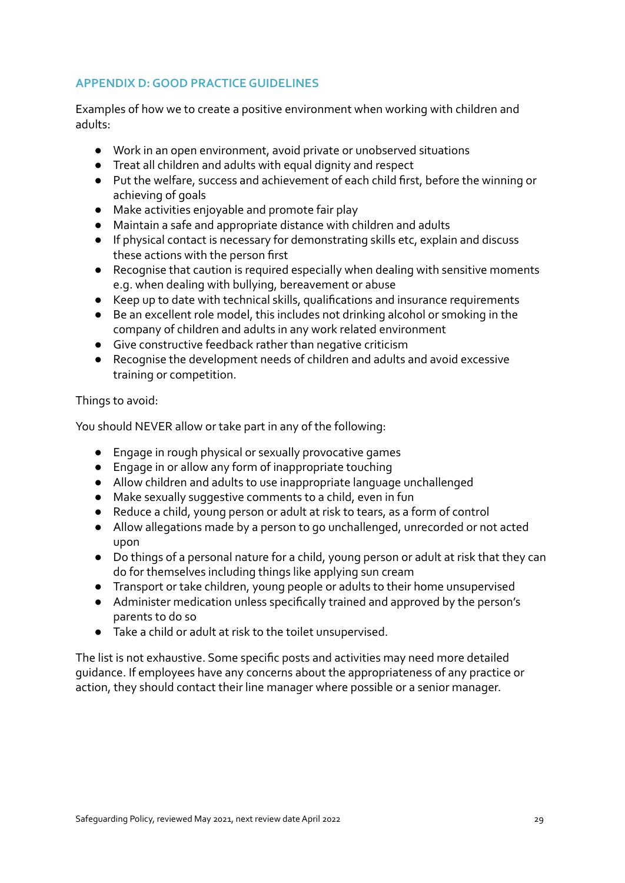## APPENDIX D: GOOD PRACTICE GUIDELINES

Examples of how we to create a positive environment when working with children and adults:

- Work in an open environment, avoid private or unobserved situations
- Treat all children and adults with equal dignity and respect
- Put the welfare, success and achievement of each child first, before the winning or achieving of goals
- Make activities enjoyable and promote fair play
- Maintain a safe and appropriate distance with children and adults
- If physical contact is necessary for demonstrating skills etc, explain and discuss these actions with the person first
- Recognise that caution is required especially when dealing with sensitive moments e.g. when dealing with bullying, bereavement or abuse
- Keep up to date with technical skills, qualifications and insurance requirements
- Be an excellent role model, this includes not drinking alcohol or smoking in the company of children and adults in any work related environment
- Give constructive feedback rather than negative criticism
- Recognise the development needs of children and adults and avoid excessive training or competition.

Things to avoid:

You should NEVER allow or take part in any of the following:

- Engage in rough physical or sexually provocative games
- Engage in or allow any form of inappropriate touching
- Allow children and adults to use inappropriate language unchallenged
- Make sexually suggestive comments to a child, even in fun
- Reduce a child, young person or adult at risk to tears, as a form of control
- Allow allegations made by a person to go unchallenged, unrecorded or not acted upon
- Do things of a personal nature for a child, young person or adult at risk that they can do for themselves including things like applying sun cream
- Transport or take children, young people or adults to their home unsupervised
- Administer medication unless specifically trained and approved by the person's parents to do so
- Take a child or adult at risk to the toilet unsupervised.

The list is not exhaustive. Some specific posts and activities may need more detailed guidance. If employees have any concerns about the appropriateness of any practice or action, they should contact their line manager where possible or a senior manager.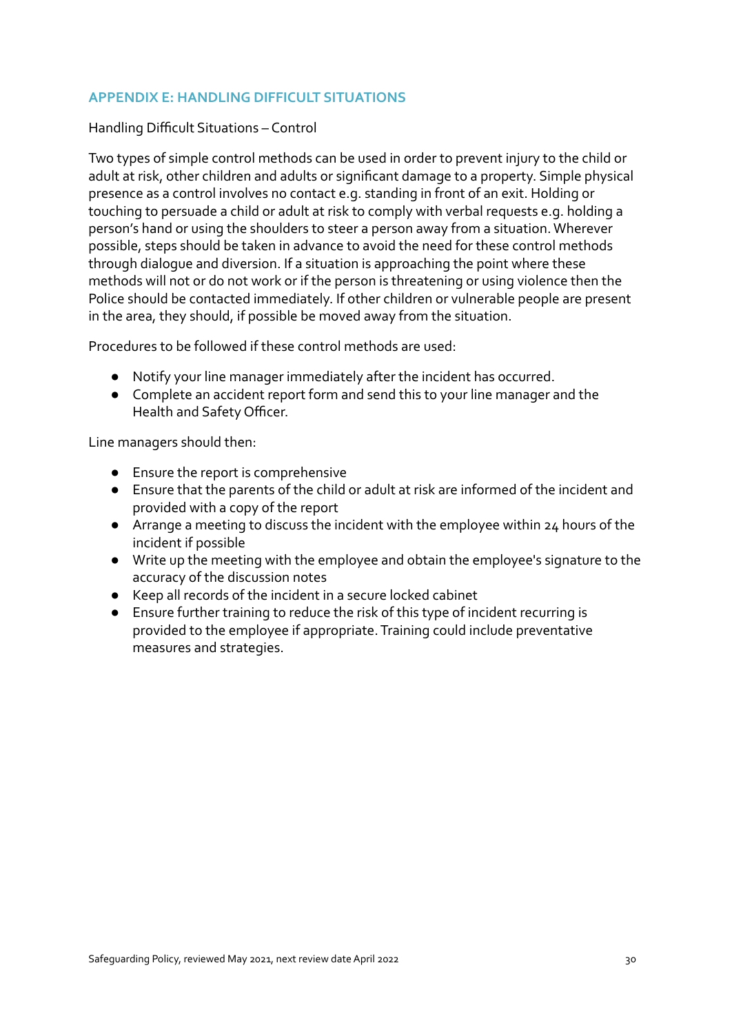## APPENDIX E: HANDLING DIFFICULT SITUATIONS

Handling Difficult Situations – Control

Two types of simple control methods can be used in order to prevent injury to the child or adult at risk, other children and adults or significant damage to a property. Simple physical presence as a control involves no contact e.g. standing in front of an exit. Holding or touching to persuade a child or adult at risk to comply with verbal requests e.g. holding a person's hand or using the shoulders to steer a person away from a situation. Wherever possible, steps should be taken in advance to avoid the need for these control methods through dialogue and diversion. If a situation is approaching the point where these methods will not or do not work or if the person is threatening or using violence then the Police should be contacted immediately. If other children or vulnerable people are present in the area, they should, if possible be moved away from the situation.

Procedures to be followed if these control methods are used:

- Notify your line manager immediately after the incident has occurred.
- Complete an accident report form and send this to your line manager and the Health and Safety Officer.

Line managers should then:

- Ensure the report is comprehensive
- Ensure that the parents of the child or adult at risk are informed of the incident and provided with a copy of the report
- Arrange a meeting to discuss the incident with the employee within 24 hours of the incident if possible
- Write up the meeting with the employee and obtain the employee's signature to the accuracy of the discussion notes
- Keep all records of the incident in a secure locked cabinet
- Ensure further training to reduce the risk of this type of incident recurring is provided to the employee if appropriate. Training could include preventative measures and strategies.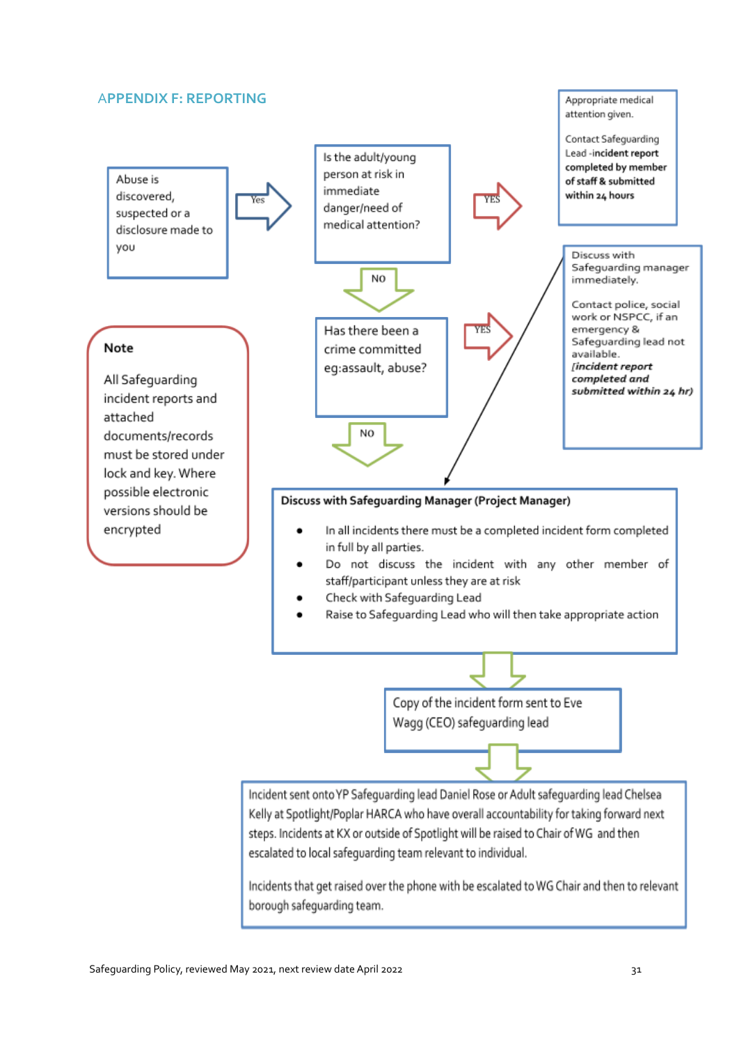## APPENDIX F: REPORTING

Abuse is discovered, suspected or a disclosure made to you

Yes

Is the adult/young person at risk in immediate danger/need of medical attention?

YES

Appropriate medical attention given.

Contact Safeguarding Lead -**incident report completed by member of staff & submitted within 24 hours**

NO

Has there been a crime committed eg:assault, abuse?

YES

Discuss with Safeguarding manager immediately.

Contact police, social work or NSPCC, if an emergency & Safeguarding lead not available.

***[incident report completed and submitted within 24 hr)***

NO

**Note**

All Safeguarding incident reports and attached documents/records must be stored under lock and key. Where possible electronic versions should be encrypted

**Discuss with Safeguarding Manager (Project Manager)**

- In all incidents there must be a completed incident form completed in full by all parties.
- Do not discuss the incident with any other member of staff/participant unless they are at risk
- Check with Safeguarding Lead
- Raise to Safeguarding Lead who will then take appropriate action

Copy of the incident form sent to Eve Wagg (CEO) safeguarding lead

Incident sent onto YP Safeguarding lead Daniel Rose or Adult safeguarding lead Chelsea Kelly at Spotlight/Poplar HARCA who have overall accountability for taking forward next steps. Incidents at KX or outside of Spotlight will be raised to Chair of WG and then escalated to local safeguarding team relevant to individual.

Incidents that get raised over the phone with be escalated to WG Chair and then to relevant borough safeguarding team.

Safeguarding Policy, reviewed May 2021, next review date April 2022